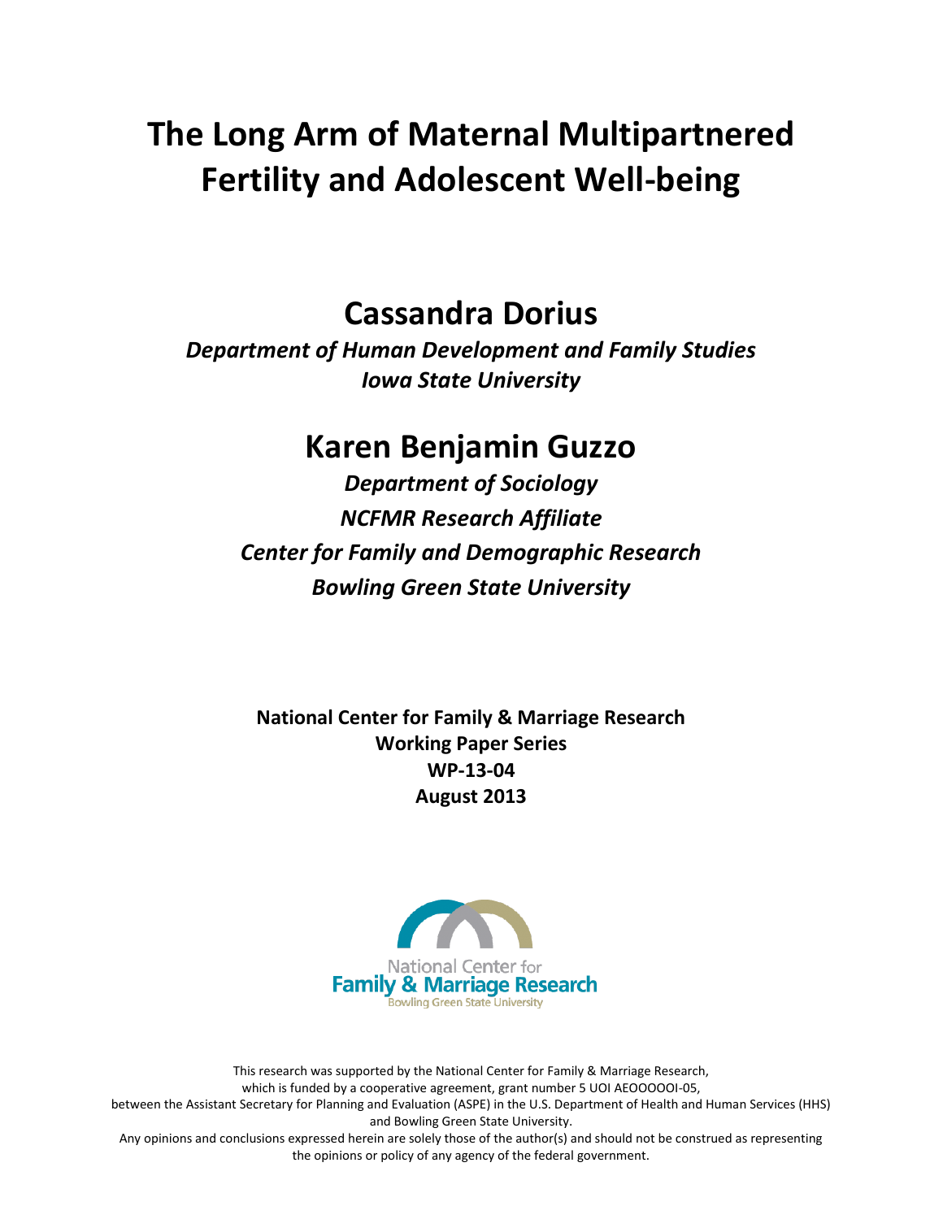# The Long Arm of Maternal Multipartnered Fertility and Adolescent Well-being

## Cassandra Dorius

***Department of Human Development and Family Studies***
***Iowa State University***

## Karen Benjamin Guzzo

***Department of Sociology***
***NCFMR Research Affiliate***
***Center for Family and Demographic Research***
***Bowling Green State University***

**National Center for Family & Marriage Research**
**Working Paper Series**
**WP-13-04**
**August 2013**

National Center for Family & Marriage Research
Bowling Green State University

This research was supported by the National Center for Family & Marriage Research, which is funded by a cooperative agreement, grant number 5 UOI AEOOOOOI-05, between the Assistant Secretary for Planning and Evaluation (ASPE) in the U.S. Department of Health and Human Services (HHS) and Bowling Green State University.
Any opinions and conclusions expressed herein are solely those of the author(s) and should not be construed as representing the opinions or policy of any agency of the federal government.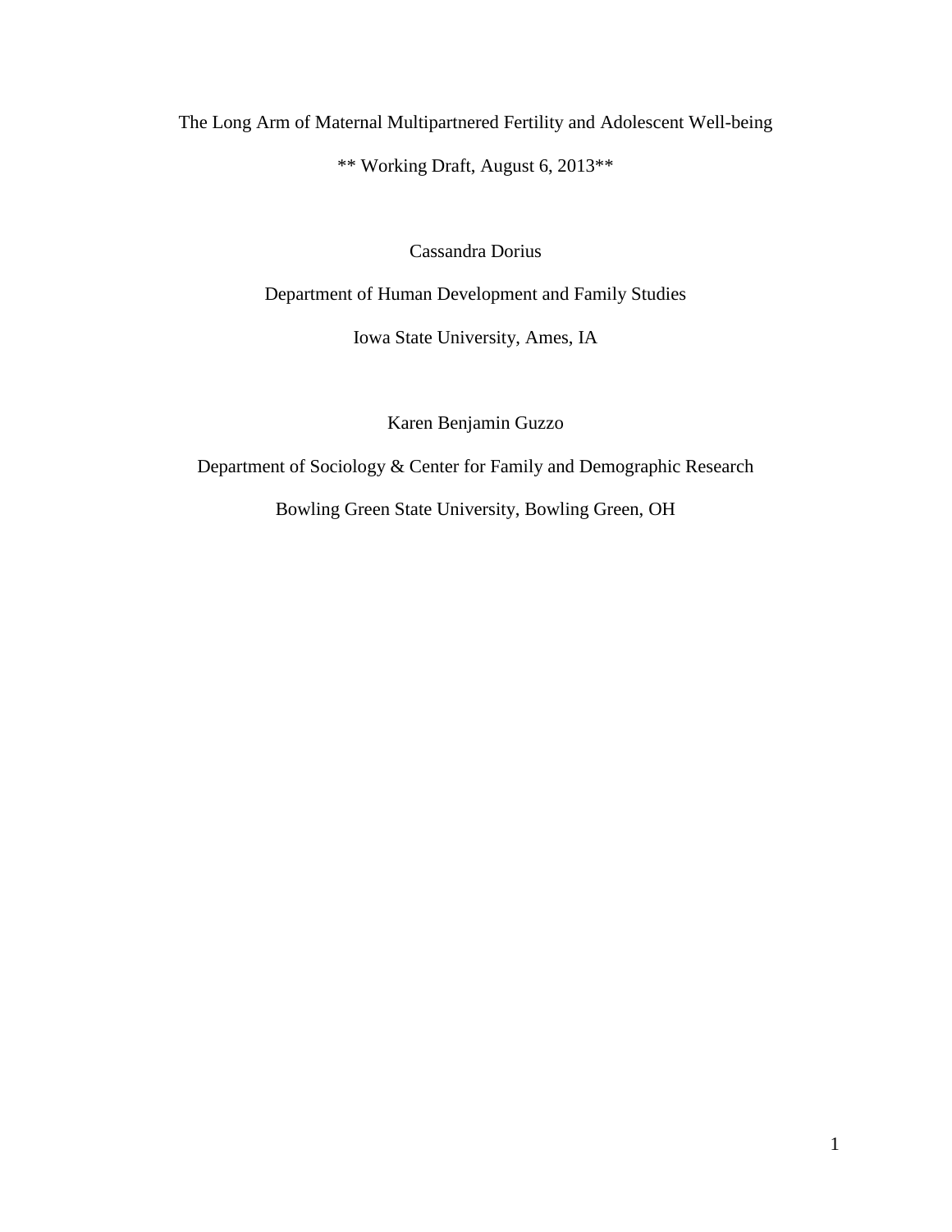The Long Arm of Maternal Multipartnered Fertility and Adolescent Well-being

** Working Draft, August 6, 2013**

Cassandra Dorius

Department of Human Development and Family Studies

Iowa State University, Ames, IA

Karen Benjamin Guzzo

Department of Sociology & Center for Family and Demographic Research

Bowling Green State University, Bowling Green, OH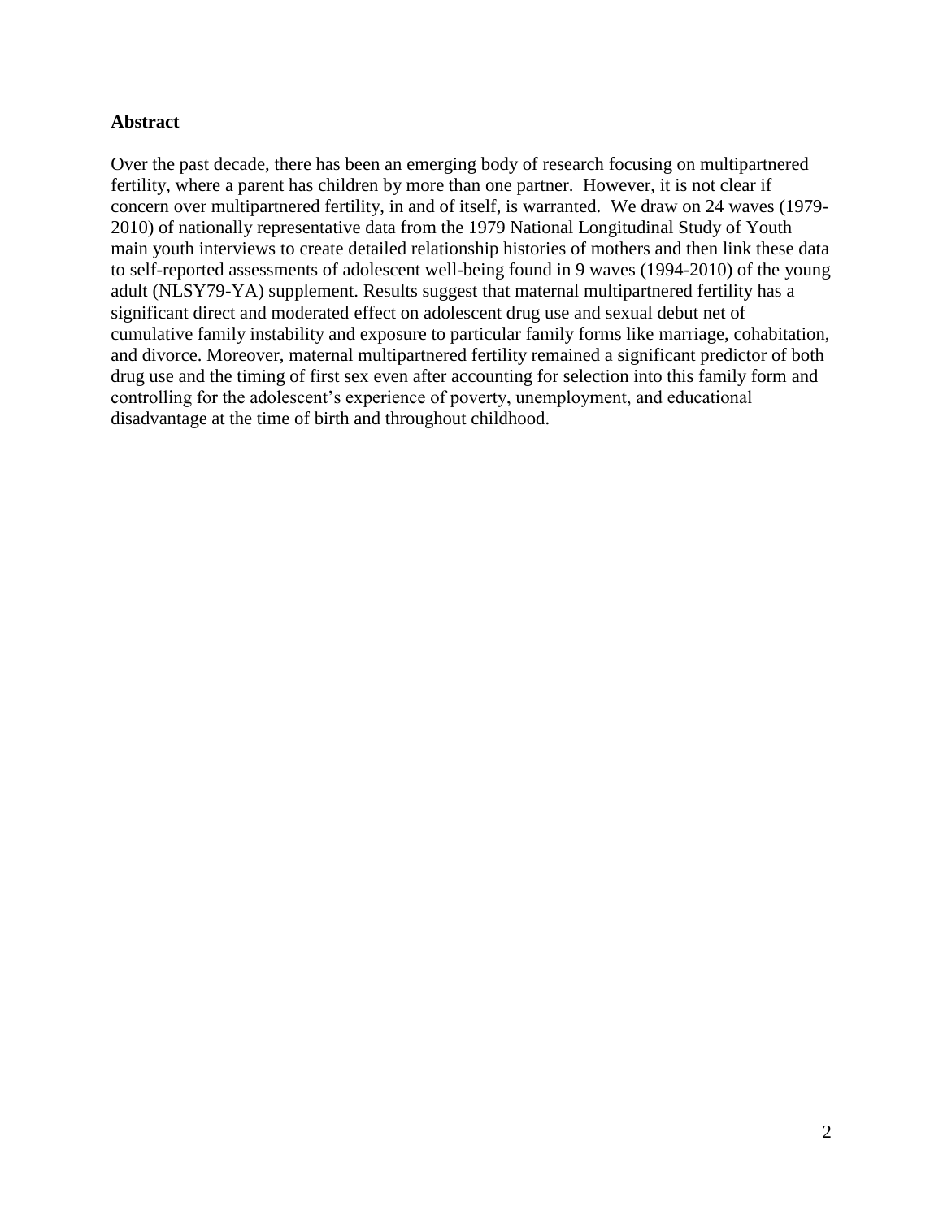**Abstract**

Over the past decade, there has been an emerging body of research focusing on multipartnered fertility, where a parent has children by more than one partner. However, it is not clear if concern over multipartnered fertility, in and of itself, is warranted. We draw on 24 waves (1979-2010) of nationally representative data from the 1979 National Longitudinal Study of Youth main youth interviews to create detailed relationship histories of mothers and then link these data to self-reported assessments of adolescent well-being found in 9 waves (1994-2010) of the young adult (NLSY79-YA) supplement. Results suggest that maternal multipartnered fertility has a significant direct and moderated effect on adolescent drug use and sexual debut net of cumulative family instability and exposure to particular family forms like marriage, cohabitation, and divorce. Moreover, maternal multipartnered fertility remained a significant predictor of both drug use and the timing of first sex even after accounting for selection into this family form and controlling for the adolescent's experience of poverty, unemployment, and educational disadvantage at the time of birth and throughout childhood.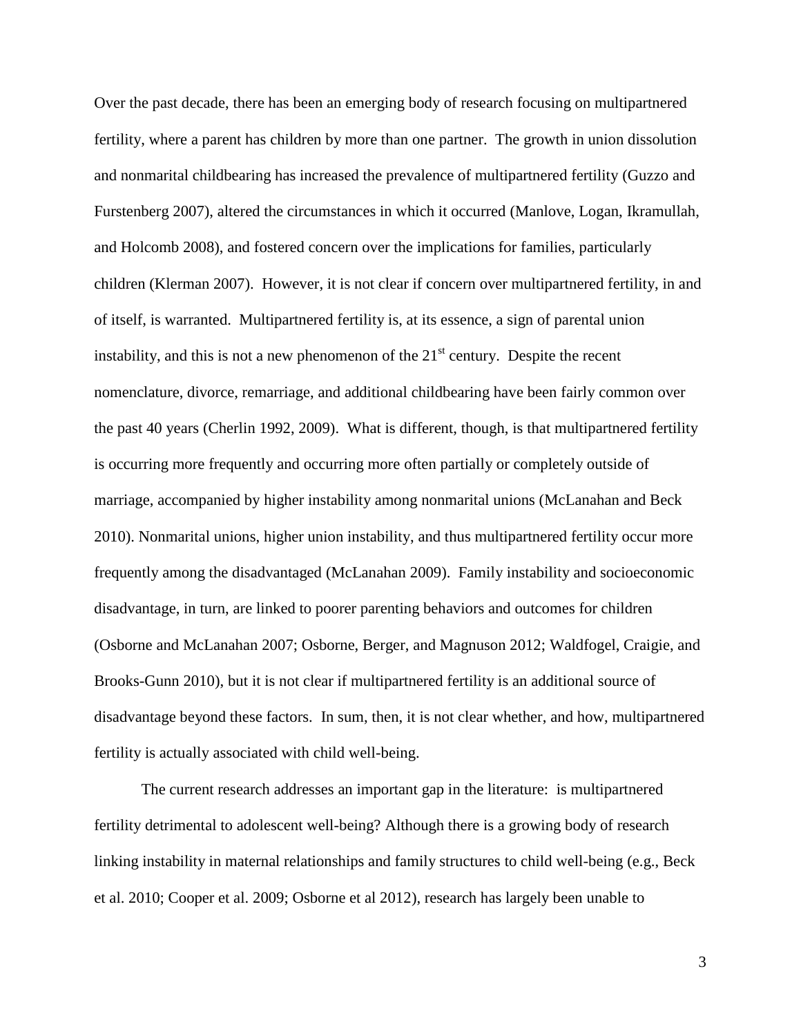Over the past decade, there has been an emerging body of research focusing on multipartnered fertility, where a parent has children by more than one partner. The growth in union dissolution and nonmarital childbearing has increased the prevalence of multipartnered fertility (Guzzo and Furstenberg 2007), altered the circumstances in which it occurred (Manlove, Logan, Ikramullah, and Holcomb 2008), and fostered concern over the implications for families, particularly children (Klerman 2007). However, it is not clear if concern over multipartnered fertility, in and of itself, is warranted. Multipartnered fertility is, at its essence, a sign of parental union instability, and this is not a new phenomenon of the 21st century. Despite the recent nomenclature, divorce, remarriage, and additional childbearing have been fairly common over the past 40 years (Cherlin 1992, 2009). What is different, though, is that multipartnered fertility is occurring more frequently and occurring more often partially or completely outside of marriage, accompanied by higher instability among nonmarital unions (McLanahan and Beck 2010). Nonmarital unions, higher union instability, and thus multipartnered fertility occur more frequently among the disadvantaged (McLanahan 2009). Family instability and socioeconomic disadvantage, in turn, are linked to poorer parenting behaviors and outcomes for children (Osborne and McLanahan 2007; Osborne, Berger, and Magnuson 2012; Waldfogel, Craigie, and Brooks-Gunn 2010), but it is not clear if multipartnered fertility is an additional source of disadvantage beyond these factors. In sum, then, it is not clear whether, and how, multipartnered fertility is actually associated with child well-being.

The current research addresses an important gap in the literature: is multipartnered fertility detrimental to adolescent well-being? Although there is a growing body of research linking instability in maternal relationships and family structures to child well-being (e.g., Beck et al. 2010; Cooper et al. 2009; Osborne et al 2012), research has largely been unable to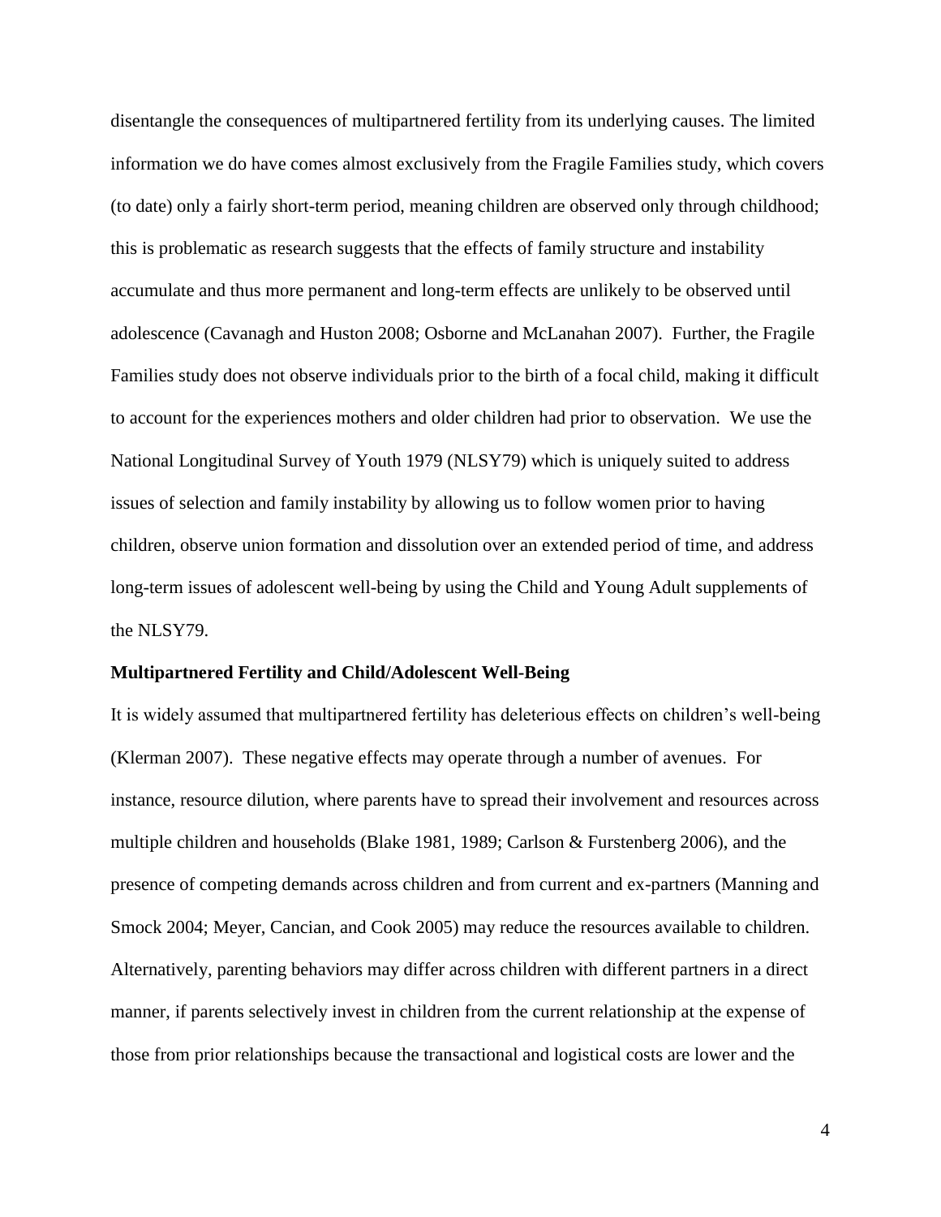disentangle the consequences of multipartnered fertility from its underlying causes. The limited information we do have comes almost exclusively from the Fragile Families study, which covers (to date) only a fairly short-term period, meaning children are observed only through childhood; this is problematic as research suggests that the effects of family structure and instability accumulate and thus more permanent and long-term effects are unlikely to be observed until adolescence (Cavanagh and Huston 2008; Osborne and McLanahan 2007). Further, the Fragile Families study does not observe individuals prior to the birth of a focal child, making it difficult to account for the experiences mothers and older children had prior to observation. We use the National Longitudinal Survey of Youth 1979 (NLSY79) which is uniquely suited to address issues of selection and family instability by allowing us to follow women prior to having children, observe union formation and dissolution over an extended period of time, and address long-term issues of adolescent well-being by using the Child and Young Adult supplements of the NLSY79.

**Multipartnered Fertility and Child/Adolescent Well-Being**

It is widely assumed that multipartnered fertility has deleterious effects on children's well-being (Klerman 2007). These negative effects may operate through a number of avenues. For instance, resource dilution, where parents have to spread their involvement and resources across multiple children and households (Blake 1981, 1989; Carlson & Furstenberg 2006), and the presence of competing demands across children and from current and ex-partners (Manning and Smock 2004; Meyer, Cancian, and Cook 2005) may reduce the resources available to children. Alternatively, parenting behaviors may differ across children with different partners in a direct manner, if parents selectively invest in children from the current relationship at the expense of those from prior relationships because the transactional and logistical costs are lower and the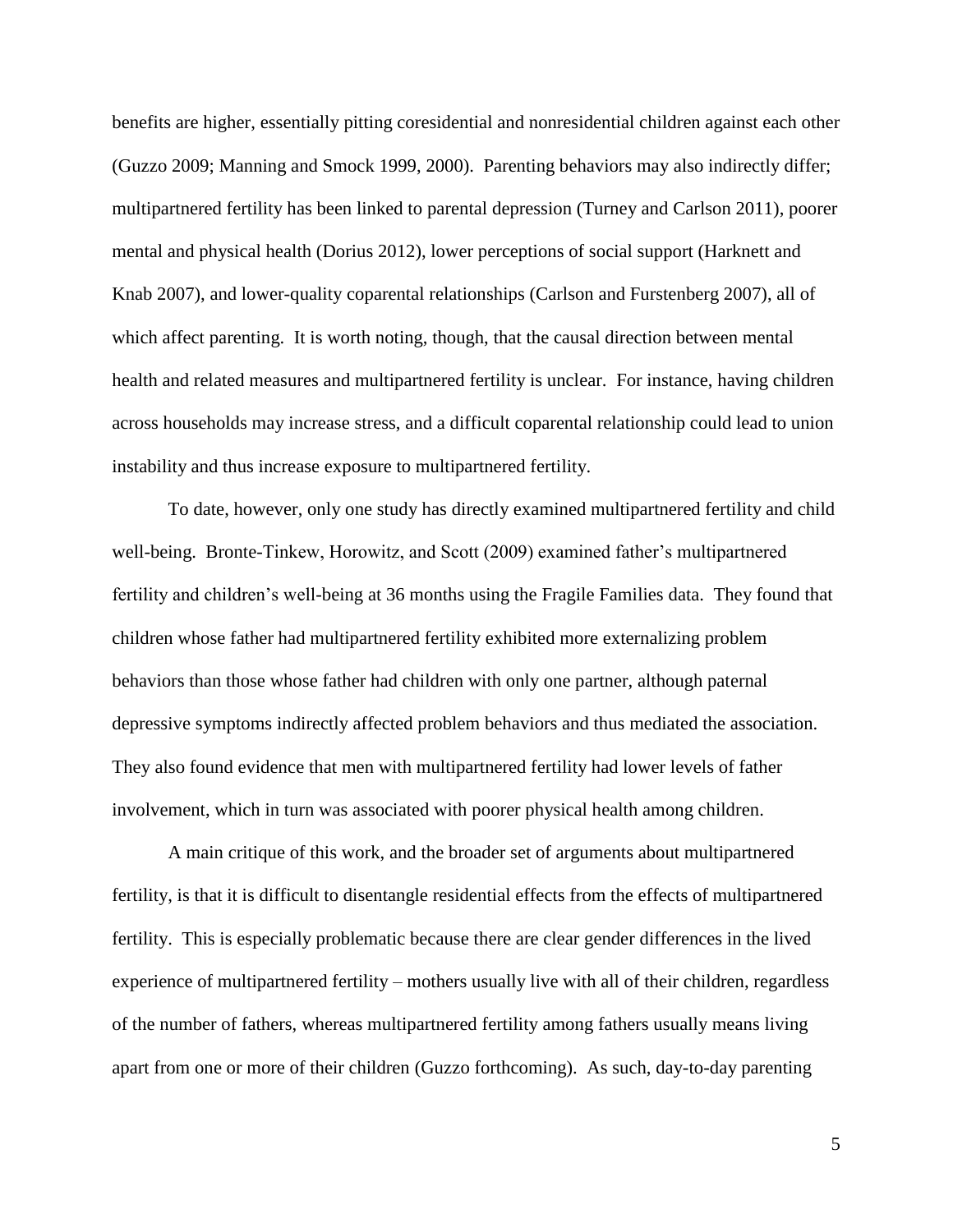benefits are higher, essentially pitting coresidential and nonresidential children against each other (Guzzo 2009; Manning and Smock 1999, 2000). Parenting behaviors may also indirectly differ; multipartnered fertility has been linked to parental depression (Turney and Carlson 2011), poorer mental and physical health (Dorius 2012), lower perceptions of social support (Harknett and Knab 2007), and lower-quality coparental relationships (Carlson and Furstenberg 2007), all of which affect parenting. It is worth noting, though, that the causal direction between mental health and related measures and multipartnered fertility is unclear. For instance, having children across households may increase stress, and a difficult coparental relationship could lead to union instability and thus increase exposure to multipartnered fertility.

To date, however, only one study has directly examined multipartnered fertility and child well-being. Bronte-Tinkew, Horowitz, and Scott (2009) examined father's multipartnered fertility and children's well-being at 36 months using the Fragile Families data. They found that children whose father had multipartnered fertility exhibited more externalizing problem behaviors than those whose father had children with only one partner, although paternal depressive symptoms indirectly affected problem behaviors and thus mediated the association. They also found evidence that men with multipartnered fertility had lower levels of father involvement, which in turn was associated with poorer physical health among children.

A main critique of this work, and the broader set of arguments about multipartnered fertility, is that it is difficult to disentangle residential effects from the effects of multipartnered fertility. This is especially problematic because there are clear gender differences in the lived experience of multipartnered fertility – mothers usually live with all of their children, regardless of the number of fathers, whereas multipartnered fertility among fathers usually means living apart from one or more of their children (Guzzo forthcoming). As such, day-to-day parenting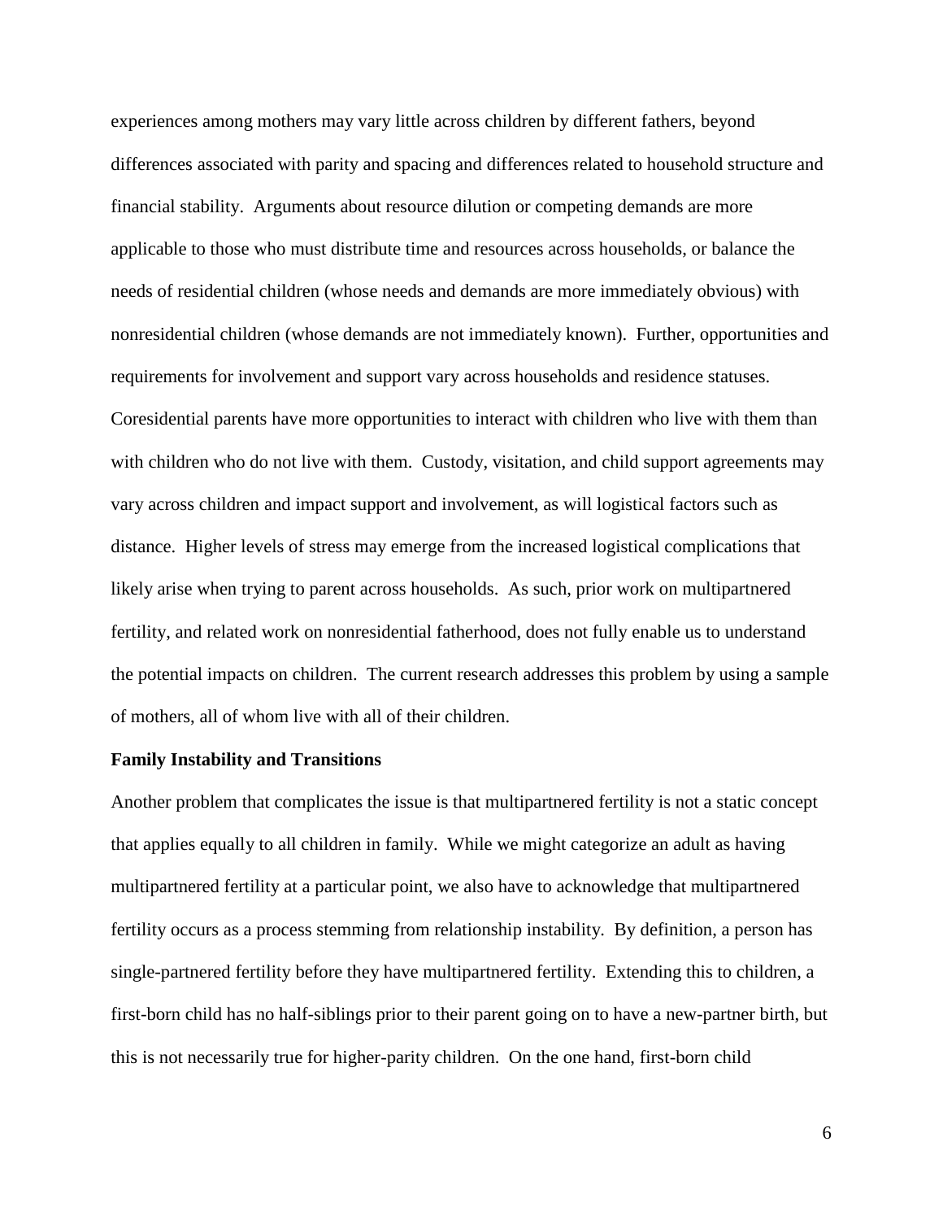experiences among mothers may vary little across children by different fathers, beyond differences associated with parity and spacing and differences related to household structure and financial stability. Arguments about resource dilution or competing demands are more applicable to those who must distribute time and resources across households, or balance the needs of residential children (whose needs and demands are more immediately obvious) with nonresidential children (whose demands are not immediately known). Further, opportunities and requirements for involvement and support vary across households and residence statuses. Coresidential parents have more opportunities to interact with children who live with them than with children who do not live with them. Custody, visitation, and child support agreements may vary across children and impact support and involvement, as will logistical factors such as distance. Higher levels of stress may emerge from the increased logistical complications that likely arise when trying to parent across households. As such, prior work on multipartnered fertility, and related work on nonresidential fatherhood, does not fully enable us to understand the potential impacts on children. The current research addresses this problem by using a sample of mothers, all of whom live with all of their children.

**Family Instability and Transitions**

Another problem that complicates the issue is that multipartnered fertility is not a static concept that applies equally to all children in family. While we might categorize an adult as having multipartnered fertility at a particular point, we also have to acknowledge that multipartnered fertility occurs as a process stemming from relationship instability. By definition, a person has single-partnered fertility before they have multipartnered fertility. Extending this to children, a first-born child has no half-siblings prior to their parent going on to have a new-partner birth, but this is not necessarily true for higher-parity children. On the one hand, first-born child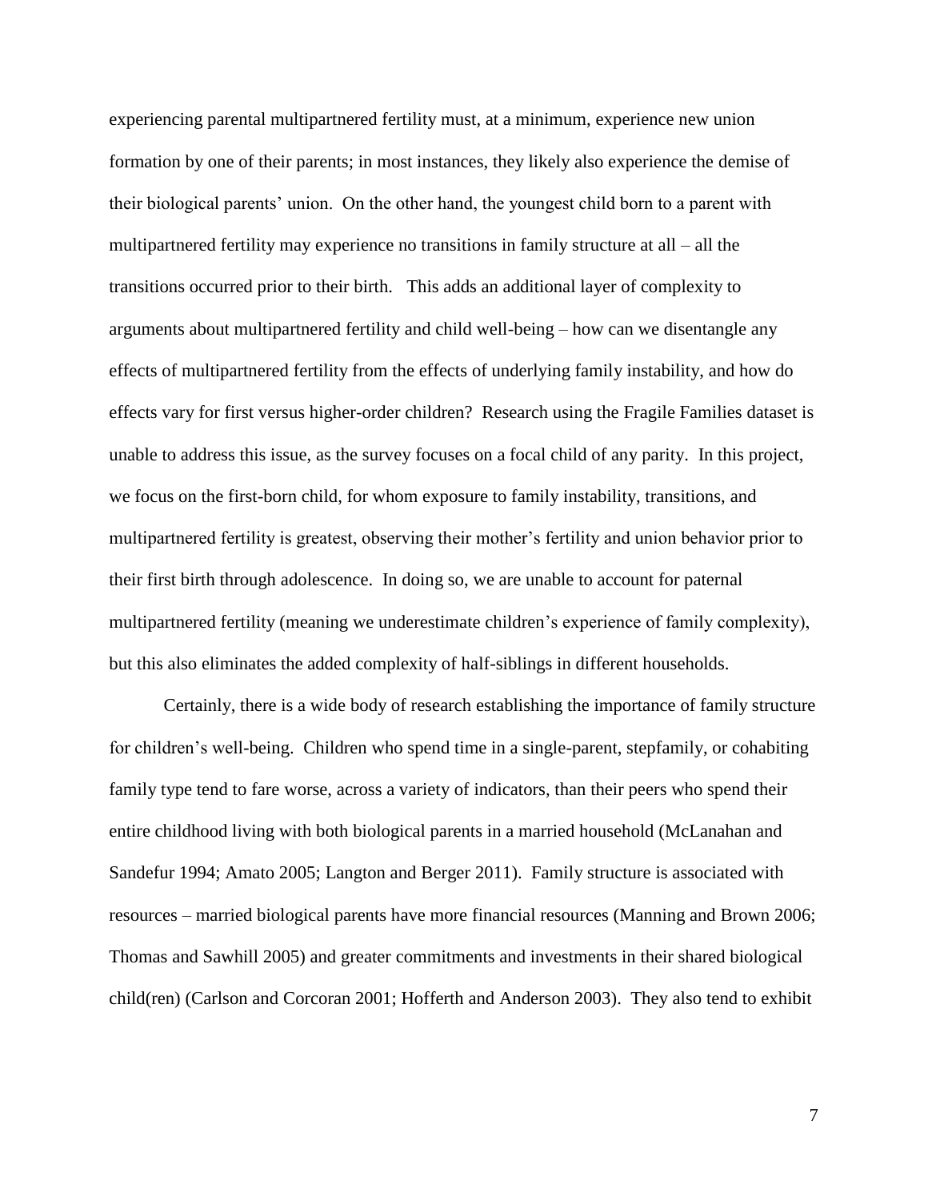experiencing parental multipartnered fertility must, at a minimum, experience new union formation by one of their parents; in most instances, they likely also experience the demise of their biological parents' union. On the other hand, the youngest child born to a parent with multipartnered fertility may experience no transitions in family structure at all – all the transitions occurred prior to their birth. This adds an additional layer of complexity to arguments about multipartnered fertility and child well-being – how can we disentangle any effects of multipartnered fertility from the effects of underlying family instability, and how do effects vary for first versus higher-order children? Research using the Fragile Families dataset is unable to address this issue, as the survey focuses on a focal child of any parity. In this project, we focus on the first-born child, for whom exposure to family instability, transitions, and multipartnered fertility is greatest, observing their mother's fertility and union behavior prior to their first birth through adolescence. In doing so, we are unable to account for paternal multipartnered fertility (meaning we underestimate children's experience of family complexity), but this also eliminates the added complexity of half-siblings in different households.

Certainly, there is a wide body of research establishing the importance of family structure for children's well-being. Children who spend time in a single-parent, stepfamily, or cohabiting family type tend to fare worse, across a variety of indicators, than their peers who spend their entire childhood living with both biological parents in a married household (McLanahan and Sandefur 1994; Amato 2005; Langton and Berger 2011). Family structure is associated with resources – married biological parents have more financial resources (Manning and Brown 2006; Thomas and Sawhill 2005) and greater commitments and investments in their shared biological child(ren) (Carlson and Corcoran 2001; Hofferth and Anderson 2003). They also tend to exhibit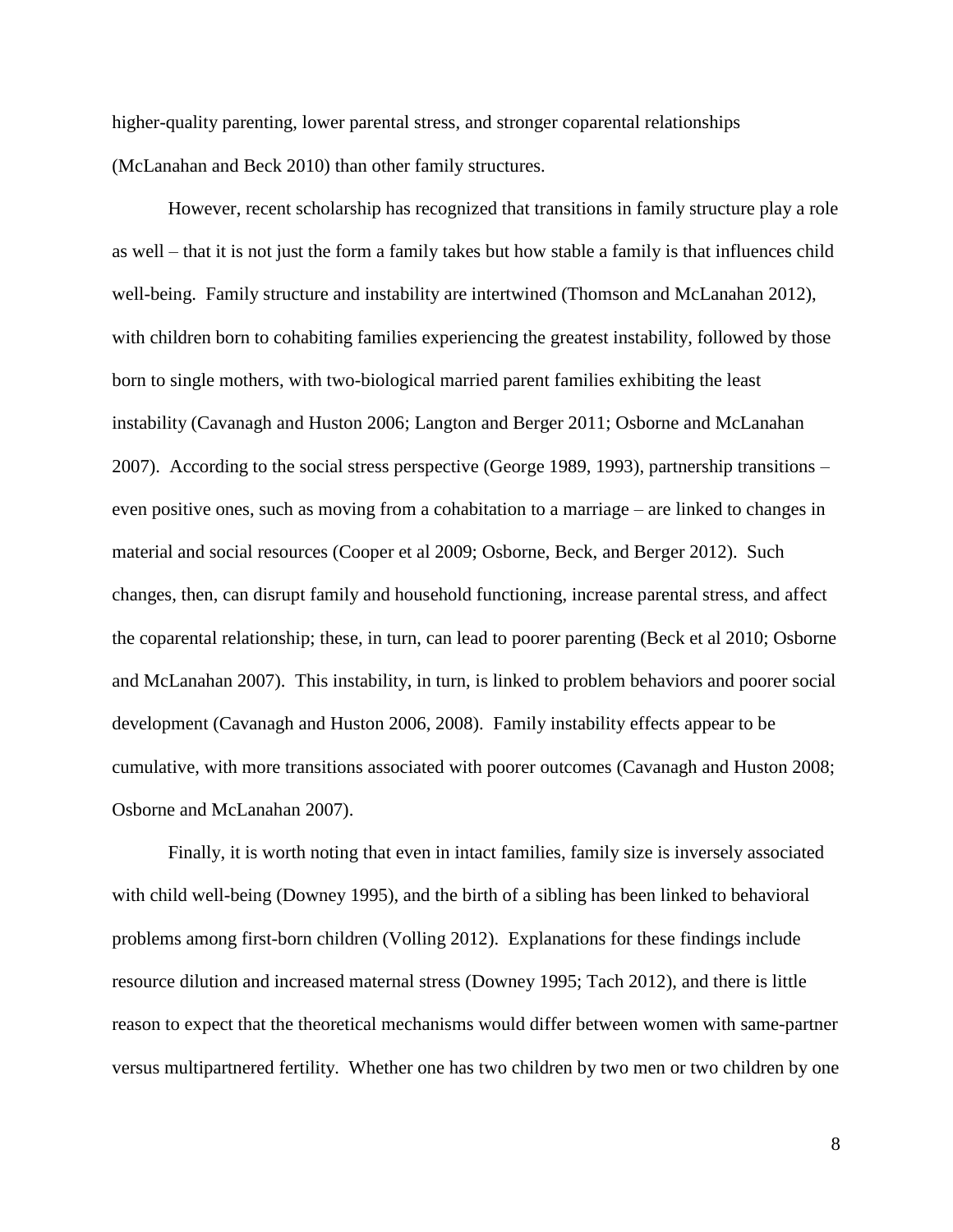higher-quality parenting, lower parental stress, and stronger coparental relationships (McLanahan and Beck 2010) than other family structures.

However, recent scholarship has recognized that transitions in family structure play a role as well – that it is not just the form a family takes but how stable a family is that influences child well-being. Family structure and instability are intertwined (Thomson and McLanahan 2012), with children born to cohabiting families experiencing the greatest instability, followed by those born to single mothers, with two-biological married parent families exhibiting the least instability (Cavanagh and Huston 2006; Langton and Berger 2011; Osborne and McLanahan 2007). According to the social stress perspective (George 1989, 1993), partnership transitions – even positive ones, such as moving from a cohabitation to a marriage – are linked to changes in material and social resources (Cooper et al 2009; Osborne, Beck, and Berger 2012). Such changes, then, can disrupt family and household functioning, increase parental stress, and affect the coparental relationship; these, in turn, can lead to poorer parenting (Beck et al 2010; Osborne and McLanahan 2007). This instability, in turn, is linked to problem behaviors and poorer social development (Cavanagh and Huston 2006, 2008). Family instability effects appear to be cumulative, with more transitions associated with poorer outcomes (Cavanagh and Huston 2008; Osborne and McLanahan 2007).

Finally, it is worth noting that even in intact families, family size is inversely associated with child well-being (Downey 1995), and the birth of a sibling has been linked to behavioral problems among first-born children (Volling 2012). Explanations for these findings include resource dilution and increased maternal stress (Downey 1995; Tach 2012), and there is little reason to expect that the theoretical mechanisms would differ between women with same-partner versus multipartnered fertility. Whether one has two children by two men or two children by one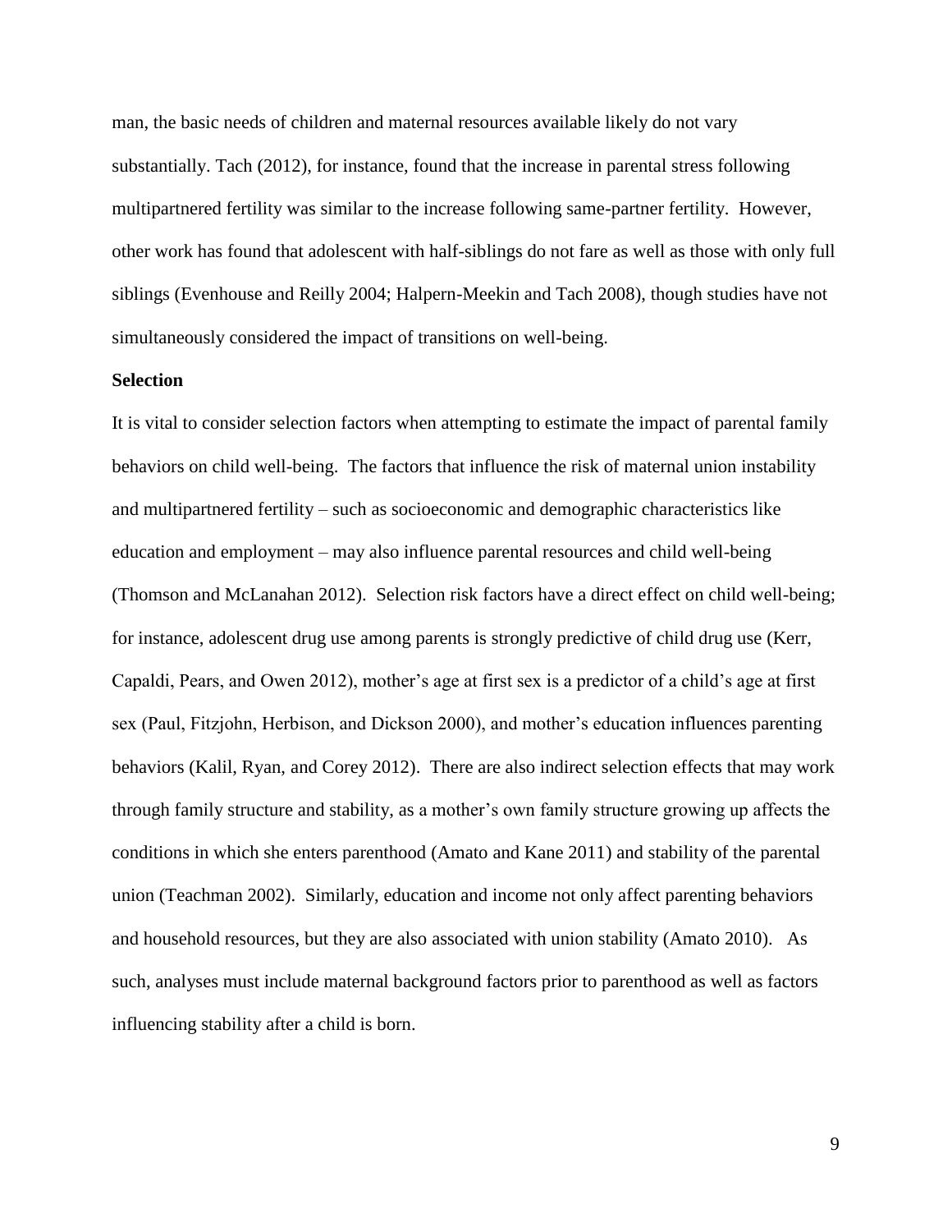man, the basic needs of children and maternal resources available likely do not vary substantially. Tach (2012), for instance, found that the increase in parental stress following multipartnered fertility was similar to the increase following same-partner fertility. However, other work has found that adolescent with half-siblings do not fare as well as those with only full siblings (Evenhouse and Reilly 2004; Halpern-Meekin and Tach 2008), though studies have not simultaneously considered the impact of transitions on well-being.

**Selection**

It is vital to consider selection factors when attempting to estimate the impact of parental family behaviors on child well-being. The factors that influence the risk of maternal union instability and multipartnered fertility – such as socioeconomic and demographic characteristics like education and employment – may also influence parental resources and child well-being (Thomson and McLanahan 2012). Selection risk factors have a direct effect on child well-being; for instance, adolescent drug use among parents is strongly predictive of child drug use (Kerr, Capaldi, Pears, and Owen 2012), mother's age at first sex is a predictor of a child's age at first sex (Paul, Fitzjohn, Herbison, and Dickson 2000), and mother's education influences parenting behaviors (Kalil, Ryan, and Corey 2012). There are also indirect selection effects that may work through family structure and stability, as a mother's own family structure growing up affects the conditions in which she enters parenthood (Amato and Kane 2011) and stability of the parental union (Teachman 2002). Similarly, education and income not only affect parenting behaviors and household resources, but they are also associated with union stability (Amato 2010). As such, analyses must include maternal background factors prior to parenthood as well as factors influencing stability after a child is born.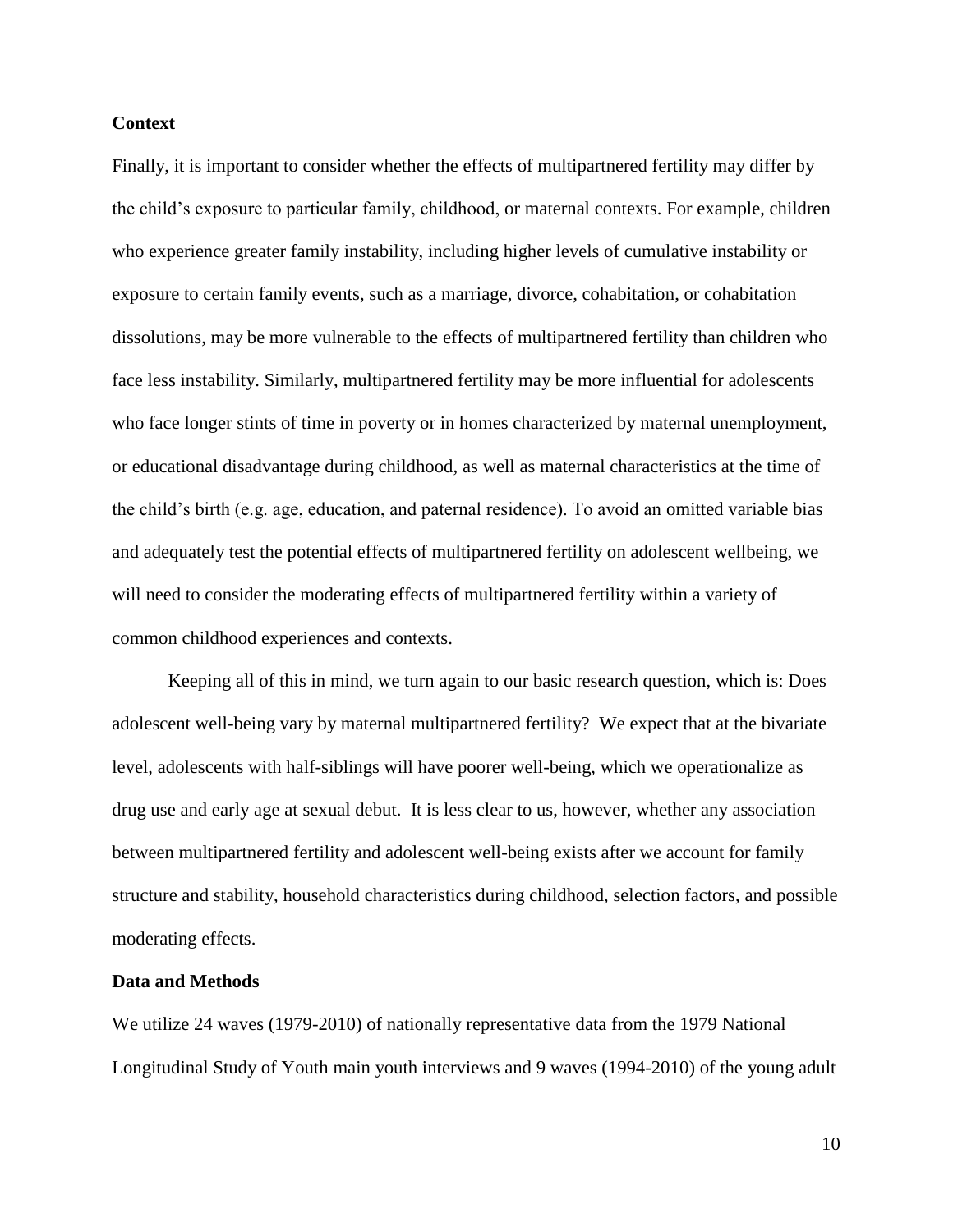**Context**

Finally, it is important to consider whether the effects of multipartnered fertility may differ by the child's exposure to particular family, childhood, or maternal contexts. For example, children who experience greater family instability, including higher levels of cumulative instability or exposure to certain family events, such as a marriage, divorce, cohabitation, or cohabitation dissolutions, may be more vulnerable to the effects of multipartnered fertility than children who face less instability. Similarly, multipartnered fertility may be more influential for adolescents who face longer stints of time in poverty or in homes characterized by maternal unemployment, or educational disadvantage during childhood, as well as maternal characteristics at the time of the child's birth (e.g. age, education, and paternal residence). To avoid an omitted variable bias and adequately test the potential effects of multipartnered fertility on adolescent wellbeing, we will need to consider the moderating effects of multipartnered fertility within a variety of common childhood experiences and contexts.

Keeping all of this in mind, we turn again to our basic research question, which is: Does adolescent well-being vary by maternal multipartnered fertility? We expect that at the bivariate level, adolescents with half-siblings will have poorer well-being, which we operationalize as drug use and early age at sexual debut. It is less clear to us, however, whether any association between multipartnered fertility and adolescent well-being exists after we account for family structure and stability, household characteristics during childhood, selection factors, and possible moderating effects.

**Data and Methods**

We utilize 24 waves (1979-2010) of nationally representative data from the 1979 National Longitudinal Study of Youth main youth interviews and 9 waves (1994-2010) of the young adult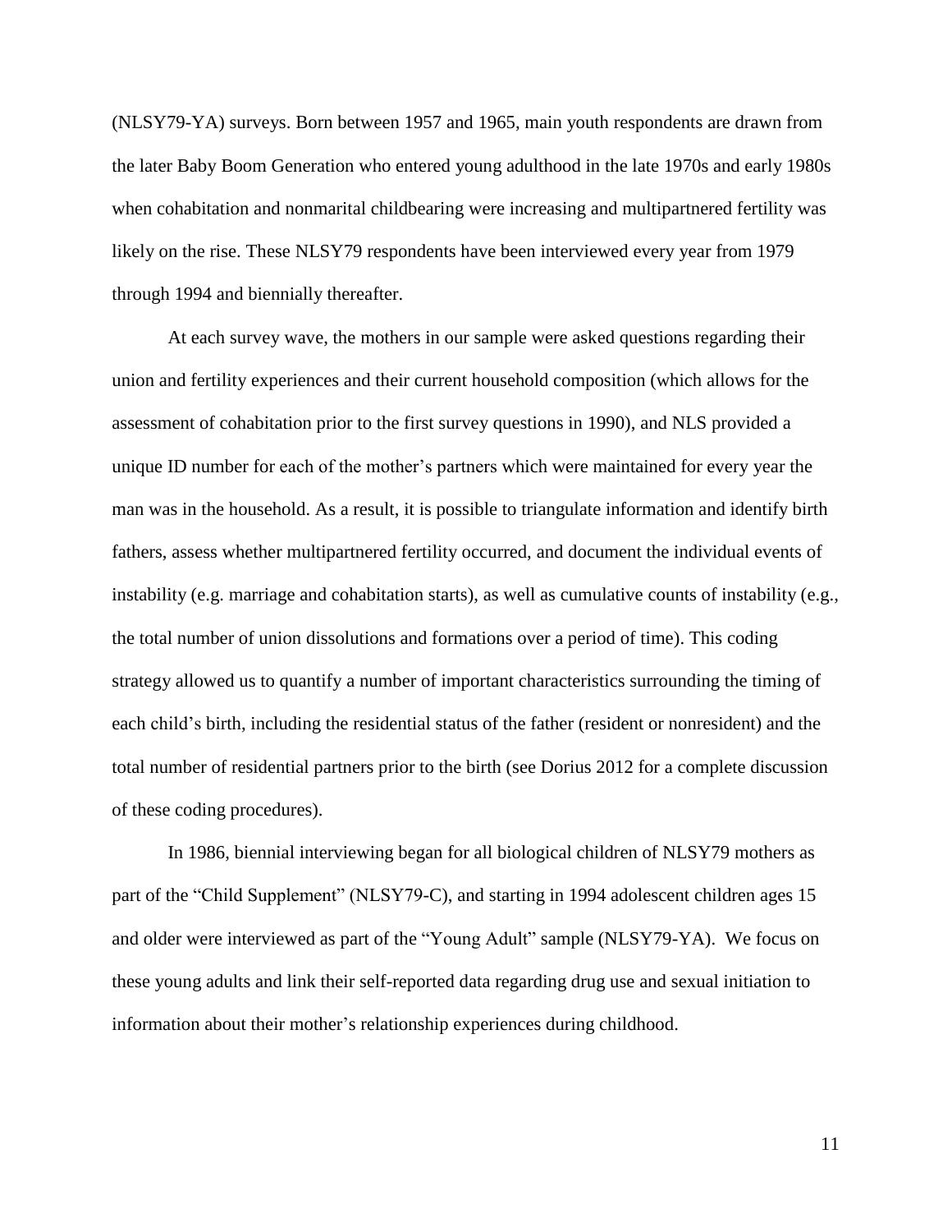(NLSY79-YA) surveys. Born between 1957 and 1965, main youth respondents are drawn from the later Baby Boom Generation who entered young adulthood in the late 1970s and early 1980s when cohabitation and nonmarital childbearing were increasing and multipartnered fertility was likely on the rise. These NLSY79 respondents have been interviewed every year from 1979 through 1994 and biennially thereafter.

At each survey wave, the mothers in our sample were asked questions regarding their union and fertility experiences and their current household composition (which allows for the assessment of cohabitation prior to the first survey questions in 1990), and NLS provided a unique ID number for each of the mother's partners which were maintained for every year the man was in the household. As a result, it is possible to triangulate information and identify birth fathers, assess whether multipartnered fertility occurred, and document the individual events of instability (e.g. marriage and cohabitation starts), as well as cumulative counts of instability (e.g., the total number of union dissolutions and formations over a period of time). This coding strategy allowed us to quantify a number of important characteristics surrounding the timing of each child's birth, including the residential status of the father (resident or nonresident) and the total number of residential partners prior to the birth (see Dorius 2012 for a complete discussion of these coding procedures).

In 1986, biennial interviewing began for all biological children of NLSY79 mothers as part of the "Child Supplement" (NLSY79-C), and starting in 1994 adolescent children ages 15 and older were interviewed as part of the "Young Adult" sample (NLSY79-YA). We focus on these young adults and link their self-reported data regarding drug use and sexual initiation to information about their mother's relationship experiences during childhood.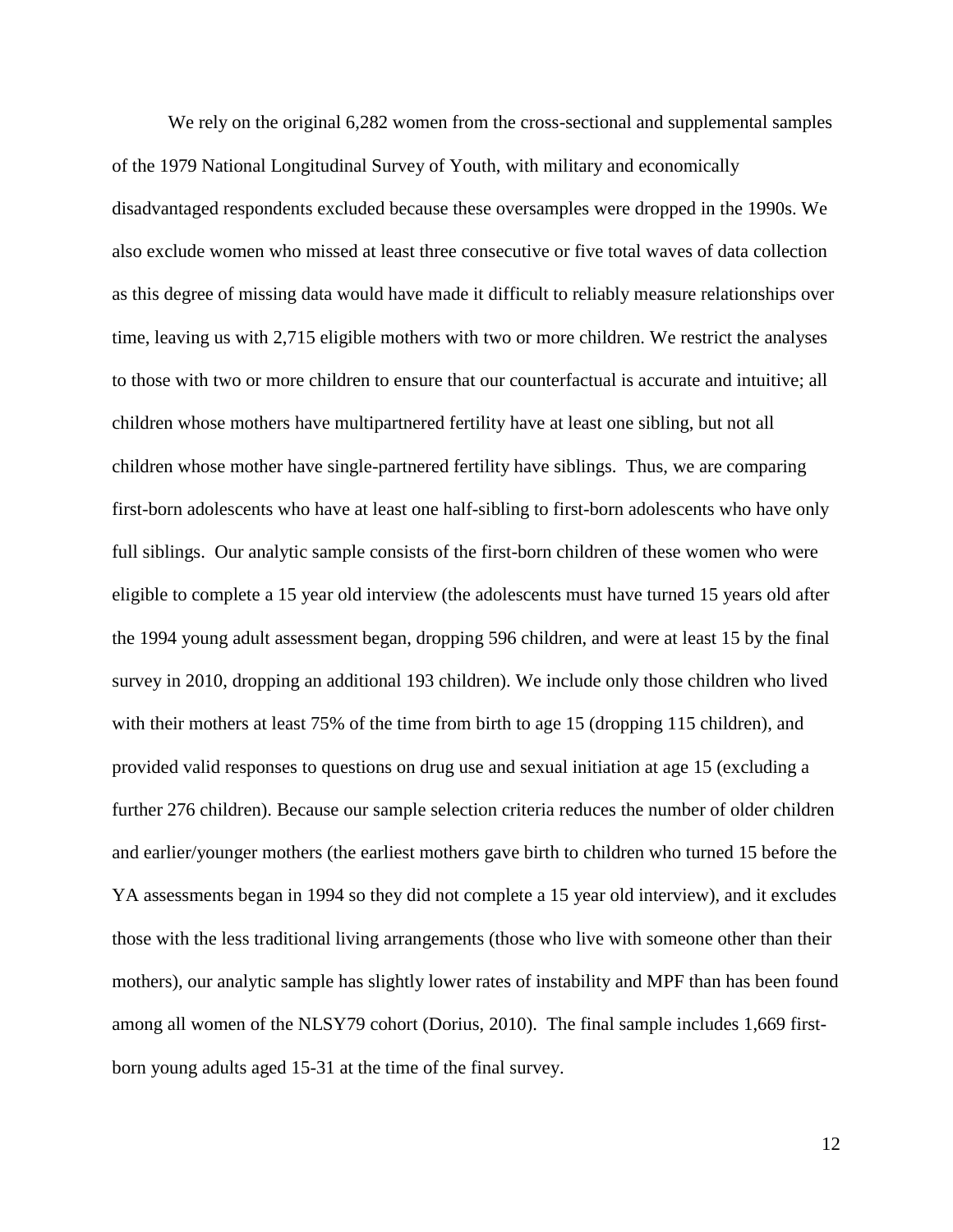We rely on the original 6,282 women from the cross-sectional and supplemental samples of the 1979 National Longitudinal Survey of Youth, with military and economically disadvantaged respondents excluded because these oversamples were dropped in the 1990s. We also exclude women who missed at least three consecutive or five total waves of data collection as this degree of missing data would have made it difficult to reliably measure relationships over time, leaving us with 2,715 eligible mothers with two or more children. We restrict the analyses to those with two or more children to ensure that our counterfactual is accurate and intuitive; all children whose mothers have multipartnered fertility have at least one sibling, but not all children whose mother have single-partnered fertility have siblings. Thus, we are comparing first-born adolescents who have at least one half-sibling to first-born adolescents who have only full siblings. Our analytic sample consists of the first-born children of these women who were eligible to complete a 15 year old interview (the adolescents must have turned 15 years old after the 1994 young adult assessment began, dropping 596 children, and were at least 15 by the final survey in 2010, dropping an additional 193 children). We include only those children who lived with their mothers at least 75% of the time from birth to age 15 (dropping 115 children), and provided valid responses to questions on drug use and sexual initiation at age 15 (excluding a further 276 children). Because our sample selection criteria reduces the number of older children and earlier/younger mothers (the earliest mothers gave birth to children who turned 15 before the YA assessments began in 1994 so they did not complete a 15 year old interview), and it excludes those with the less traditional living arrangements (those who live with someone other than their mothers), our analytic sample has slightly lower rates of instability and MPF than has been found among all women of the NLSY79 cohort (Dorius, 2010). The final sample includes 1,669 first-born young adults aged 15-31 at the time of the final survey.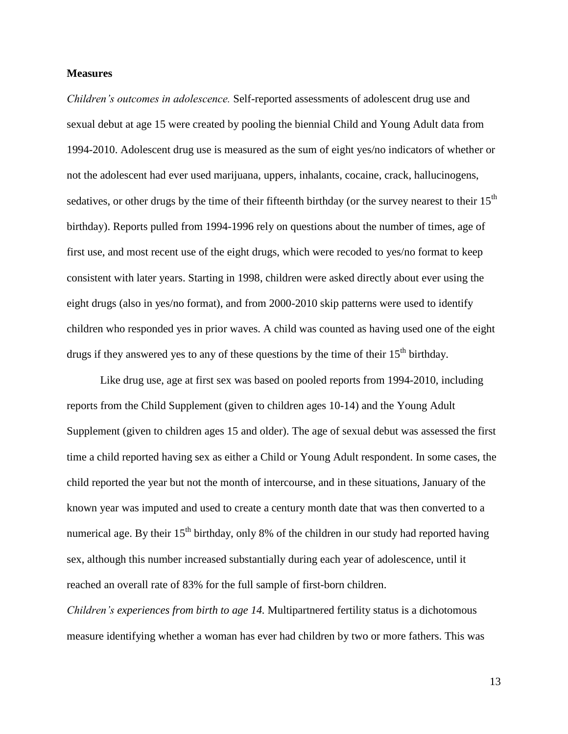**Measures**

*Children's outcomes in adolescence.* Self-reported assessments of adolescent drug use and sexual debut at age 15 were created by pooling the biennial Child and Young Adult data from 1994-2010. Adolescent drug use is measured as the sum of eight yes/no indicators of whether or not the adolescent had ever used marijuana, uppers, inhalants, cocaine, crack, hallucinogens, sedatives, or other drugs by the time of their fifteenth birthday (or the survey nearest to their 15$^{th}$ birthday). Reports pulled from 1994-1996 rely on questions about the number of times, age of first use, and most recent use of the eight drugs, which were recoded to yes/no format to keep consistent with later years. Starting in 1998, children were asked directly about ever using the eight drugs (also in yes/no format), and from 2000-2010 skip patterns were used to identify children who responded yes in prior waves. A child was counted as having used one of the eight drugs if they answered yes to any of these questions by the time of their 15$^{th}$ birthday.

Like drug use, age at first sex was based on pooled reports from 1994-2010, including reports from the Child Supplement (given to children ages 10-14) and the Young Adult Supplement (given to children ages 15 and older). The age of sexual debut was assessed the first time a child reported having sex as either a Child or Young Adult respondent. In some cases, the child reported the year but not the month of intercourse, and in these situations, January of the known year was imputed and used to create a century month date that was then converted to a numerical age. By their 15$^{th}$ birthday, only 8% of the children in our study had reported having sex, although this number increased substantially during each year of adolescence, until it reached an overall rate of 83% for the full sample of first-born children.

*Children's experiences from birth to age 14.* Multipartnered fertility status is a dichotomous measure identifying whether a woman has ever had children by two or more fathers. This was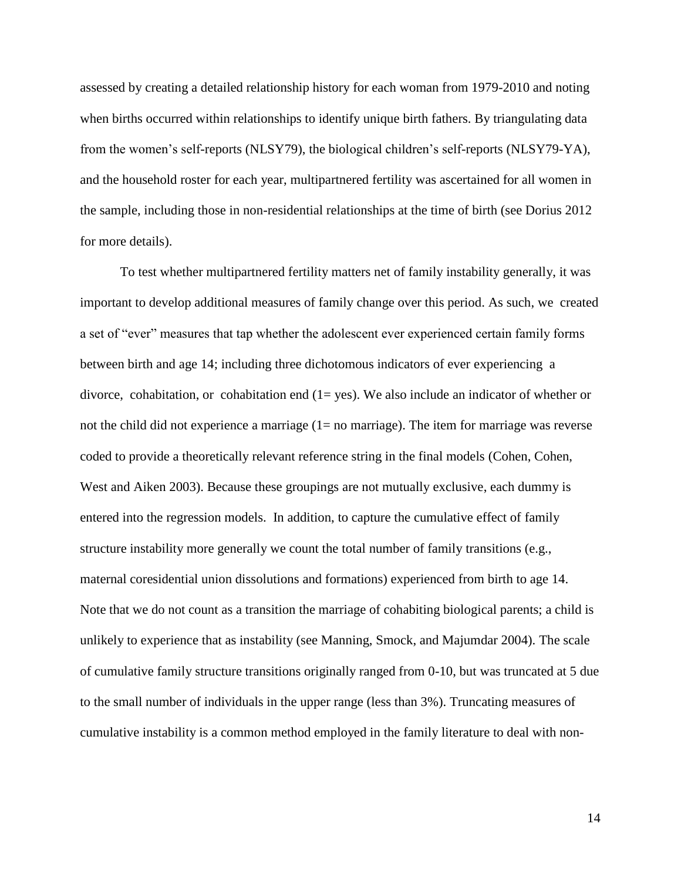assessed by creating a detailed relationship history for each woman from 1979-2010 and noting when births occurred within relationships to identify unique birth fathers. By triangulating data from the women's self-reports (NLSY79), the biological children's self-reports (NLSY79-YA), and the household roster for each year, multipartnered fertility was ascertained for all women in the sample, including those in non-residential relationships at the time of birth (see Dorius 2012 for more details).

To test whether multipartnered fertility matters net of family instability generally, it was important to develop additional measures of family change over this period. As such, we created a set of "ever" measures that tap whether the adolescent ever experienced certain family forms between birth and age 14; including three dichotomous indicators of ever experiencing a divorce, cohabitation, or cohabitation end (1= yes). We also include an indicator of whether or not the child did not experience a marriage (1= no marriage). The item for marriage was reverse coded to provide a theoretically relevant reference string in the final models (Cohen, Cohen, West and Aiken 2003). Because these groupings are not mutually exclusive, each dummy is entered into the regression models. In addition, to capture the cumulative effect of family structure instability more generally we count the total number of family transitions (e.g., maternal coresidential union dissolutions and formations) experienced from birth to age 14. Note that we do not count as a transition the marriage of cohabiting biological parents; a child is unlikely to experience that as instability (see Manning, Smock, and Majumdar 2004). The scale of cumulative family structure transitions originally ranged from 0-10, but was truncated at 5 due to the small number of individuals in the upper range (less than 3%). Truncating measures of cumulative instability is a common method employed in the family literature to deal with non-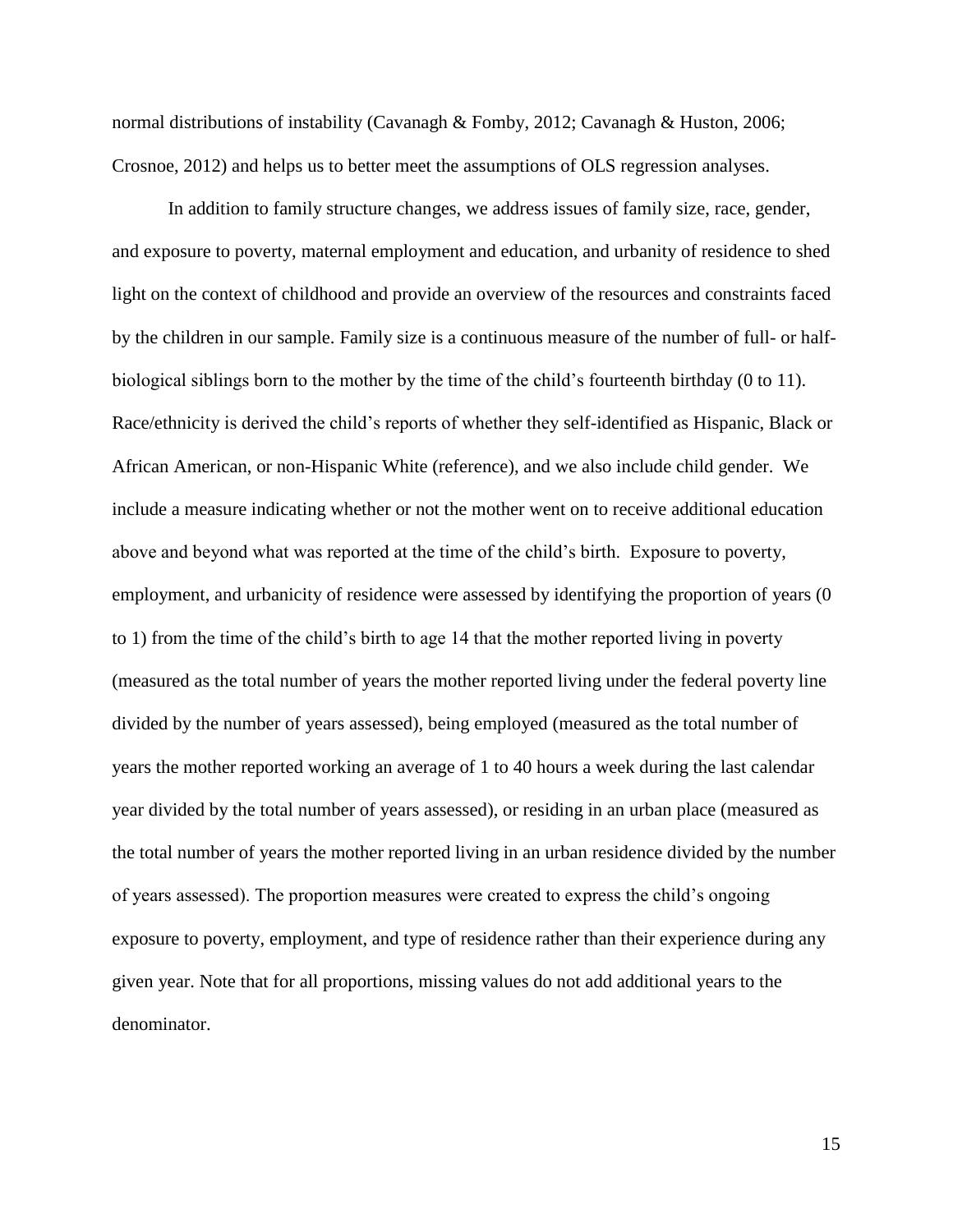normal distributions of instability (Cavanagh & Fomby, 2012; Cavanagh & Huston, 2006; Crosnoe, 2012) and helps us to better meet the assumptions of OLS regression analyses.

In addition to family structure changes, we address issues of family size, race, gender, and exposure to poverty, maternal employment and education, and urbanity of residence to shed light on the context of childhood and provide an overview of the resources and constraints faced by the children in our sample. Family size is a continuous measure of the number of full- or half-biological siblings born to the mother by the time of the child's fourteenth birthday (0 to 11). Race/ethnicity is derived the child's reports of whether they self-identified as Hispanic, Black or African American, or non-Hispanic White (reference), and we also include child gender. We include a measure indicating whether or not the mother went on to receive additional education above and beyond what was reported at the time of the child's birth. Exposure to poverty, employment, and urbanicity of residence were assessed by identifying the proportion of years (0 to 1) from the time of the child's birth to age 14 that the mother reported living in poverty (measured as the total number of years the mother reported living under the federal poverty line divided by the number of years assessed), being employed (measured as the total number of years the mother reported working an average of 1 to 40 hours a week during the last calendar year divided by the total number of years assessed), or residing in an urban place (measured as the total number of years the mother reported living in an urban residence divided by the number of years assessed). The proportion measures were created to express the child's ongoing exposure to poverty, employment, and type of residence rather than their experience during any given year. Note that for all proportions, missing values do not add additional years to the denominator.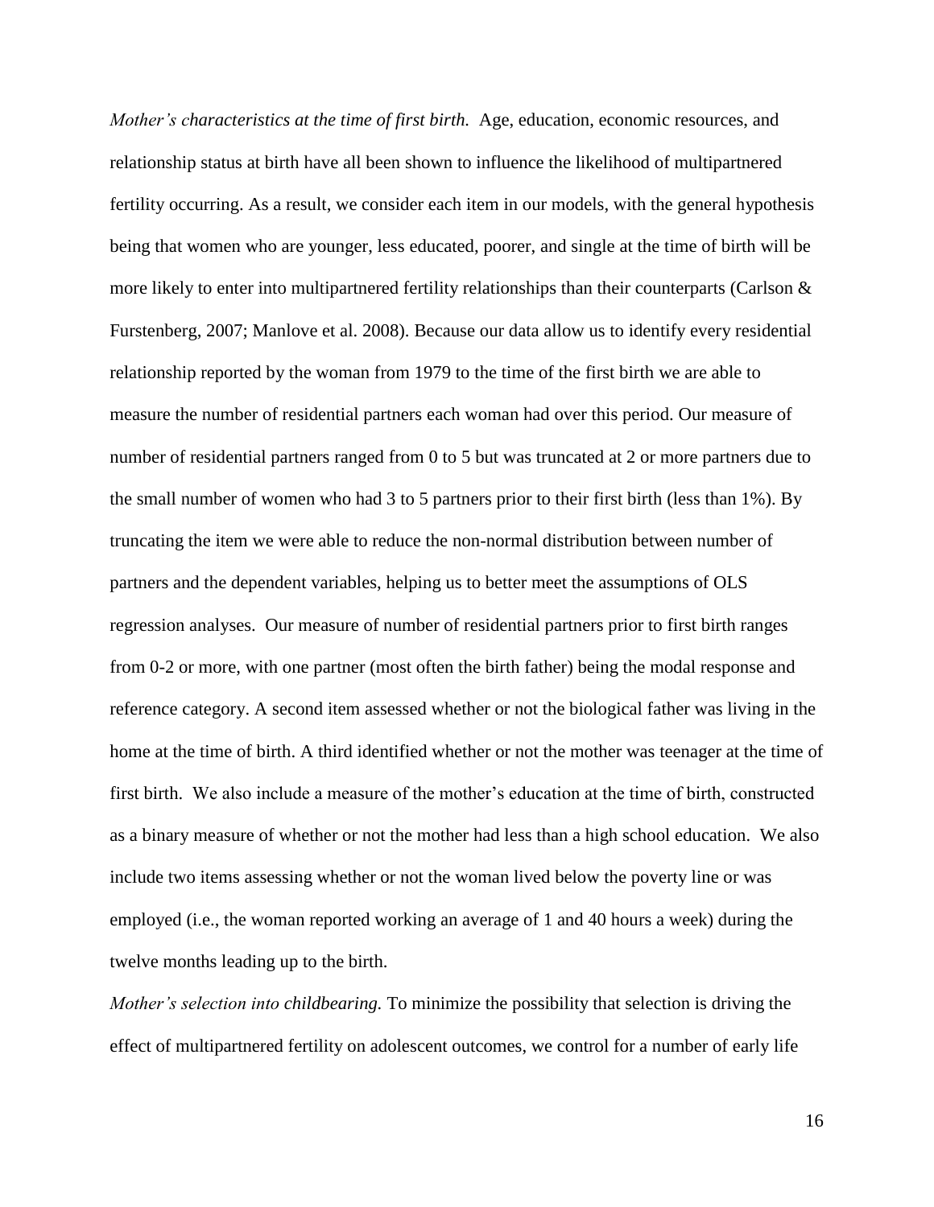*Mother's characteristics at the time of first birth.* Age, education, economic resources, and relationship status at birth have all been shown to influence the likelihood of multipartnered fertility occurring. As a result, we consider each item in our models, with the general hypothesis being that women who are younger, less educated, poorer, and single at the time of birth will be more likely to enter into multipartnered fertility relationships than their counterparts (Carlson & Furstenberg, 2007; Manlove et al. 2008). Because our data allow us to identify every residential relationship reported by the woman from 1979 to the time of the first birth we are able to measure the number of residential partners each woman had over this period. Our measure of number of residential partners ranged from 0 to 5 but was truncated at 2 or more partners due to the small number of women who had 3 to 5 partners prior to their first birth (less than 1%). By truncating the item we were able to reduce the non-normal distribution between number of partners and the dependent variables, helping us to better meet the assumptions of OLS regression analyses. Our measure of number of residential partners prior to first birth ranges from 0-2 or more, with one partner (most often the birth father) being the modal response and reference category. A second item assessed whether or not the biological father was living in the home at the time of birth. A third identified whether or not the mother was teenager at the time of first birth. We also include a measure of the mother's education at the time of birth, constructed as a binary measure of whether or not the mother had less than a high school education. We also include two items assessing whether or not the woman lived below the poverty line or was employed (i.e., the woman reported working an average of 1 and 40 hours a week) during the twelve months leading up to the birth.

*Mother's selection into childbearing.* To minimize the possibility that selection is driving the effect of multipartnered fertility on adolescent outcomes, we control for a number of early life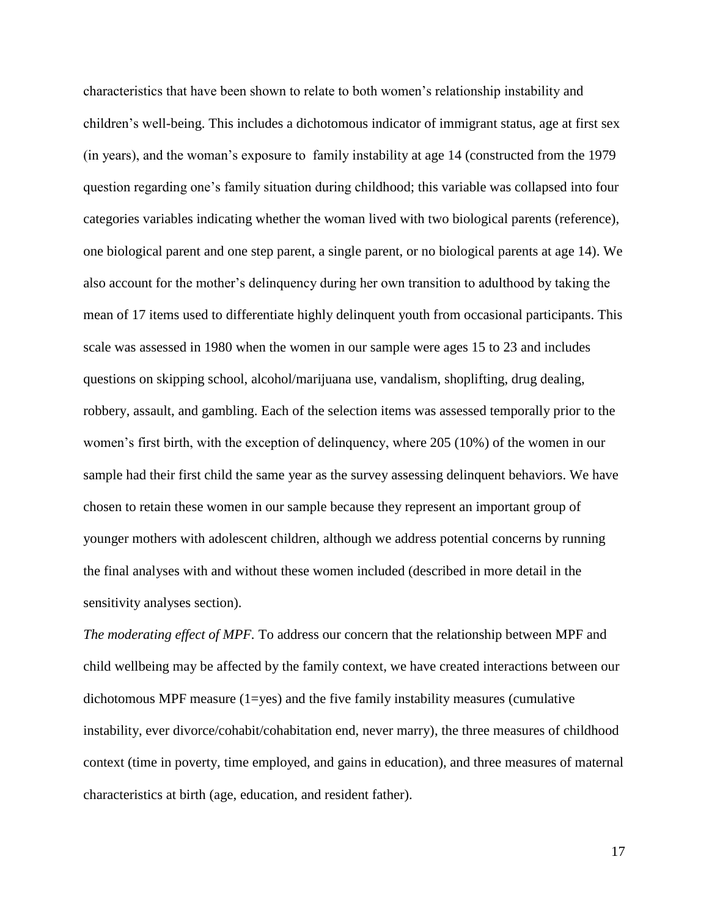characteristics that have been shown to relate to both women's relationship instability and children's well-being. This includes a dichotomous indicator of immigrant status, age at first sex (in years), and the woman's exposure to family instability at age 14 (constructed from the 1979 question regarding one's family situation during childhood; this variable was collapsed into four categories variables indicating whether the woman lived with two biological parents (reference), one biological parent and one step parent, a single parent, or no biological parents at age 14). We also account for the mother's delinquency during her own transition to adulthood by taking the mean of 17 items used to differentiate highly delinquent youth from occasional participants. This scale was assessed in 1980 when the women in our sample were ages 15 to 23 and includes questions on skipping school, alcohol/marijuana use, vandalism, shoplifting, drug dealing, robbery, assault, and gambling. Each of the selection items was assessed temporally prior to the women's first birth, with the exception of delinquency, where 205 (10%) of the women in our sample had their first child the same year as the survey assessing delinquent behaviors. We have chosen to retain these women in our sample because they represent an important group of younger mothers with adolescent children, although we address potential concerns by running the final analyses with and without these women included (described in more detail in the sensitivity analyses section).

*The moderating effect of MPF.* To address our concern that the relationship between MPF and child wellbeing may be affected by the family context, we have created interactions between our dichotomous MPF measure (1=yes) and the five family instability measures (cumulative instability, ever divorce/cohabit/cohabitation end, never marry), the three measures of childhood context (time in poverty, time employed, and gains in education), and three measures of maternal characteristics at birth (age, education, and resident father).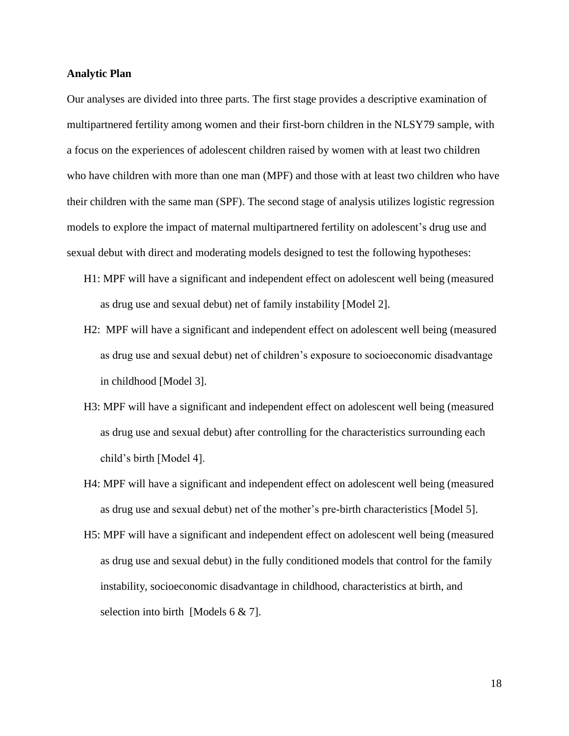**Analytic Plan**

Our analyses are divided into three parts. The first stage provides a descriptive examination of multipartnered fertility among women and their first-born children in the NLSY79 sample, with a focus on the experiences of adolescent children raised by women with at least two children who have children with more than one man (MPF) and those with at least two children who have their children with the same man (SPF). The second stage of analysis utilizes logistic regression models to explore the impact of maternal multipartnered fertility on adolescent's drug use and sexual debut with direct and moderating models designed to test the following hypotheses:

H1: MPF will have a significant and independent effect on adolescent well being (measured as drug use and sexual debut) net of family instability [Model 2].

H2: MPF will have a significant and independent effect on adolescent well being (measured as drug use and sexual debut) net of children's exposure to socioeconomic disadvantage in childhood [Model 3].

H3: MPF will have a significant and independent effect on adolescent well being (measured as drug use and sexual debut) after controlling for the characteristics surrounding each child's birth [Model 4].

H4: MPF will have a significant and independent effect on adolescent well being (measured as drug use and sexual debut) net of the mother's pre-birth characteristics [Model 5].

H5: MPF will have a significant and independent effect on adolescent well being (measured as drug use and sexual debut) in the fully conditioned models that control for the family instability, socioeconomic disadvantage in childhood, characteristics at birth, and selection into birth [Models 6 & 7].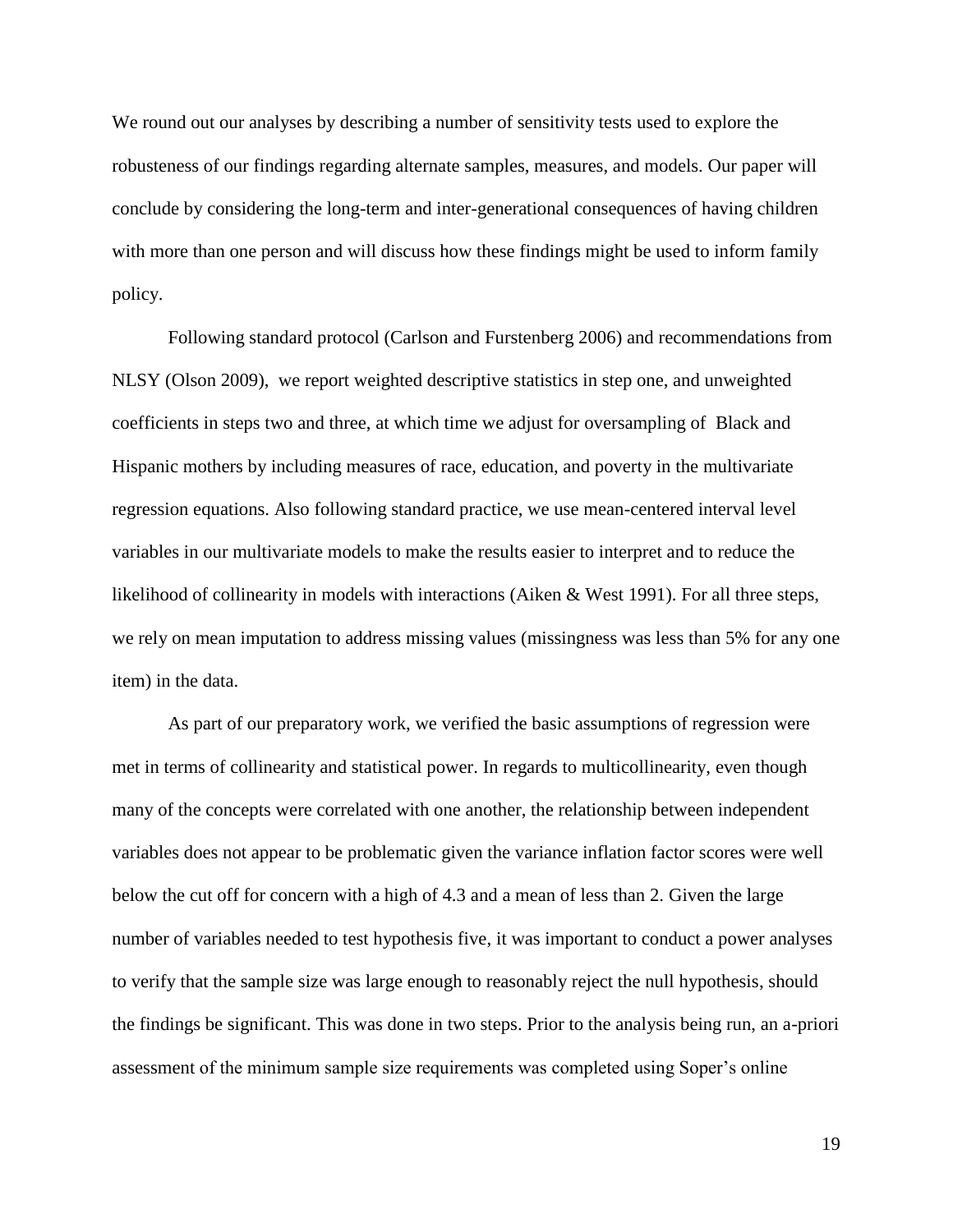We round out our analyses by describing a number of sensitivity tests used to explore the robusteness of our findings regarding alternate samples, measures, and models. Our paper will conclude by considering the long-term and inter-generational consequences of having children with more than one person and will discuss how these findings might be used to inform family policy.

Following standard protocol (Carlson and Furstenberg 2006) and recommendations from NLSY (Olson 2009), we report weighted descriptive statistics in step one, and unweighted coefficients in steps two and three, at which time we adjust for oversampling of Black and Hispanic mothers by including measures of race, education, and poverty in the multivariate regression equations. Also following standard practice, we use mean-centered interval level variables in our multivariate models to make the results easier to interpret and to reduce the likelihood of collinearity in models with interactions (Aiken & West 1991). For all three steps, we rely on mean imputation to address missing values (missingness was less than 5% for any one item) in the data.

As part of our preparatory work, we verified the basic assumptions of regression were met in terms of collinearity and statistical power. In regards to multicollinearity, even though many of the concepts were correlated with one another, the relationship between independent variables does not appear to be problematic given the variance inflation factor scores were well below the cut off for concern with a high of 4.3 and a mean of less than 2. Given the large number of variables needed to test hypothesis five, it was important to conduct a power analyses to verify that the sample size was large enough to reasonably reject the null hypothesis, should the findings be significant. This was done in two steps. Prior to the analysis being run, an a-priori assessment of the minimum sample size requirements was completed using Soper's online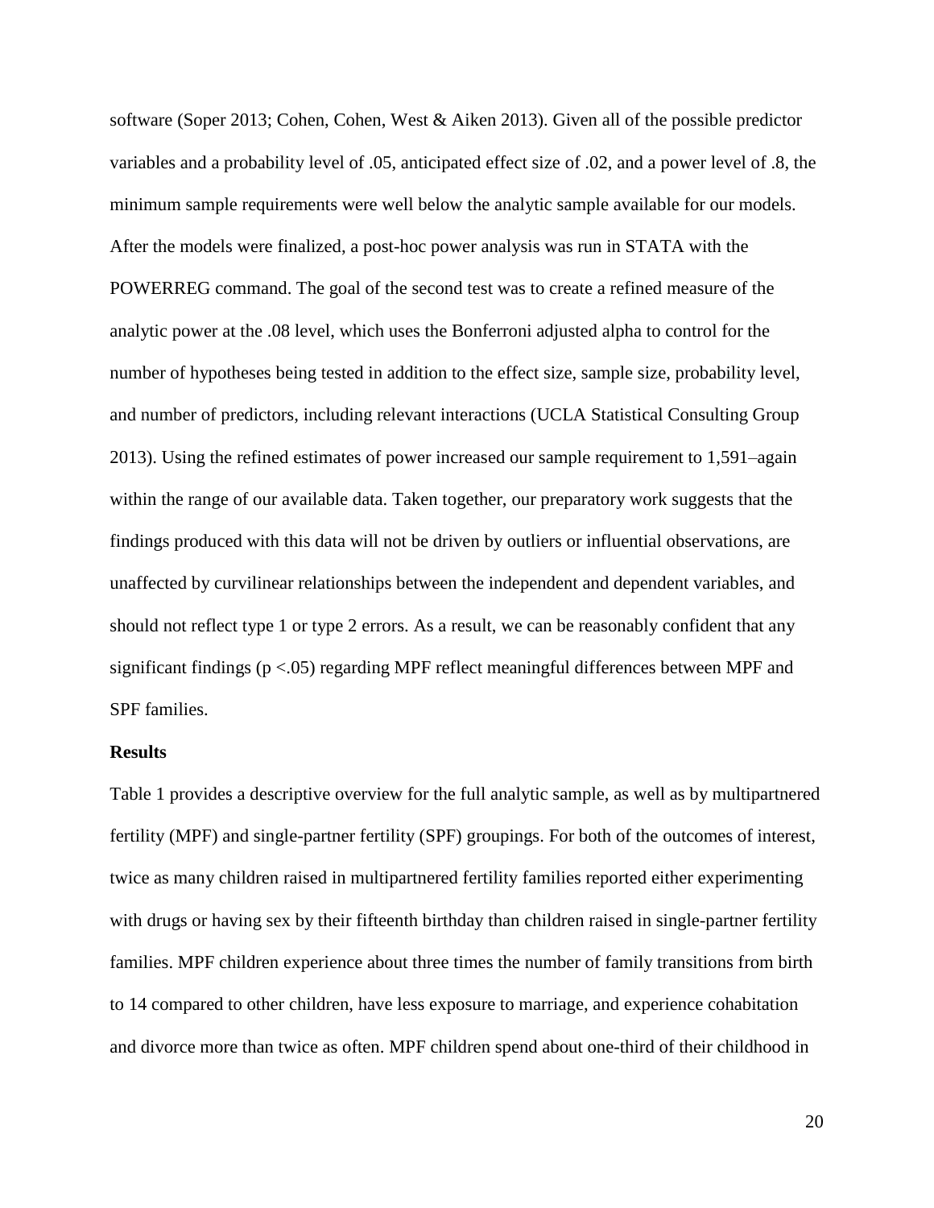software (Soper 2013; Cohen, Cohen, West & Aiken 2013). Given all of the possible predictor variables and a probability level of .05, anticipated effect size of .02, and a power level of .8, the minimum sample requirements were well below the analytic sample available for our models. After the models were finalized, a post-hoc power analysis was run in STATA with the POWERREG command. The goal of the second test was to create a refined measure of the analytic power at the .08 level, which uses the Bonferroni adjusted alpha to control for the number of hypotheses being tested in addition to the effect size, sample size, probability level, and number of predictors, including relevant interactions (UCLA Statistical Consulting Group 2013). Using the refined estimates of power increased our sample requirement to 1,591–again within the range of our available data. Taken together, our preparatory work suggests that the findings produced with this data will not be driven by outliers or influential observations, are unaffected by curvilinear relationships between the independent and dependent variables, and should not reflect type 1 or type 2 errors. As a result, we can be reasonably confident that any significant findings ($p < .05$) regarding MPF reflect meaningful differences between MPF and SPF families.

**Results**

Table 1 provides a descriptive overview for the full analytic sample, as well as by multipartnered fertility (MPF) and single-partner fertility (SPF) groupings. For both of the outcomes of interest, twice as many children raised in multipartnered fertility families reported either experimenting with drugs or having sex by their fifteenth birthday than children raised in single-partner fertility families. MPF children experience about three times the number of family transitions from birth to 14 compared to other children, have less exposure to marriage, and experience cohabitation and divorce more than twice as often. MPF children spend about one-third of their childhood in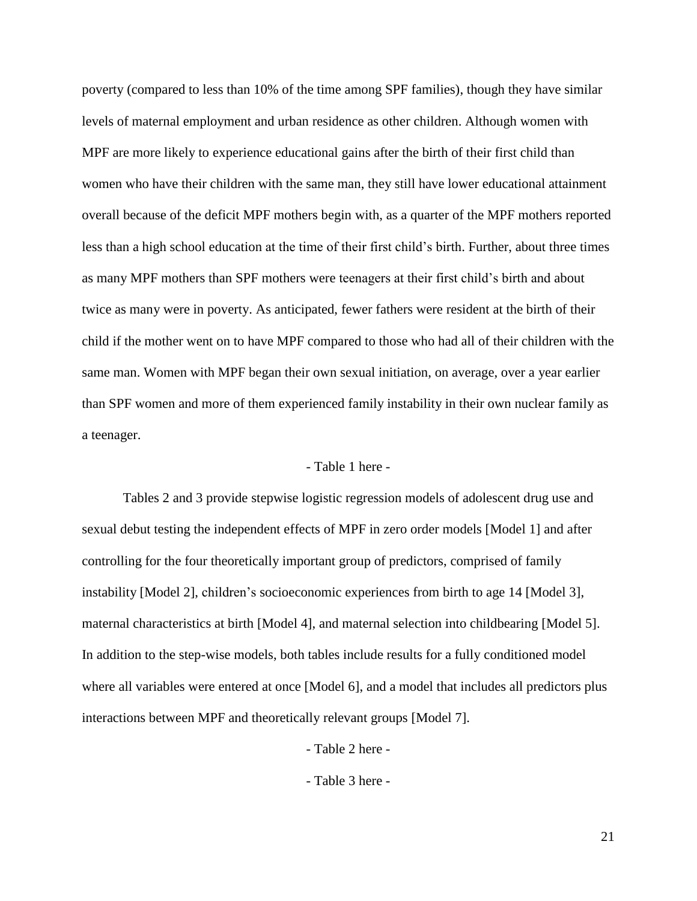poverty (compared to less than 10% of the time among SPF families), though they have similar levels of maternal employment and urban residence as other children. Although women with MPF are more likely to experience educational gains after the birth of their first child than women who have their children with the same man, they still have lower educational attainment overall because of the deficit MPF mothers begin with, as a quarter of the MPF mothers reported less than a high school education at the time of their first child's birth. Further, about three times as many MPF mothers than SPF mothers were teenagers at their first child's birth and about twice as many were in poverty. As anticipated, fewer fathers were resident at the birth of their child if the mother went on to have MPF compared to those who had all of their children with the same man. Women with MPF began their own sexual initiation, on average, over a year earlier than SPF women and more of them experienced family instability in their own nuclear family as a teenager.

- Table 1 here -

Tables 2 and 3 provide stepwise logistic regression models of adolescent drug use and sexual debut testing the independent effects of MPF in zero order models [Model 1] and after controlling for the four theoretically important group of predictors, comprised of family instability [Model 2], children's socioeconomic experiences from birth to age 14 [Model 3], maternal characteristics at birth [Model 4], and maternal selection into childbearing [Model 5]. In addition to the step-wise models, both tables include results for a fully conditioned model where all variables were entered at once [Model 6], and a model that includes all predictors plus interactions between MPF and theoretically relevant groups [Model 7].

- Table 2 here -

- Table 3 here -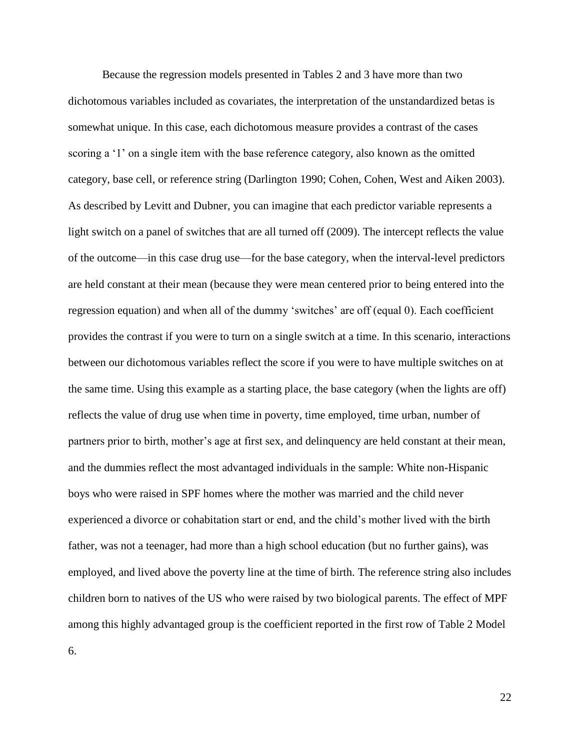Because the regression models presented in Tables 2 and 3 have more than two dichotomous variables included as covariates, the interpretation of the unstandardized betas is somewhat unique. In this case, each dichotomous measure provides a contrast of the cases scoring a '1' on a single item with the base reference category, also known as the omitted category, base cell, or reference string (Darlington 1990; Cohen, Cohen, West and Aiken 2003). As described by Levitt and Dubner, you can imagine that each predictor variable represents a light switch on a panel of switches that are all turned off (2009). The intercept reflects the value of the outcome—in this case drug use—for the base category, when the interval-level predictors are held constant at their mean (because they were mean centered prior to being entered into the regression equation) and when all of the dummy 'switches' are off (equal 0). Each coefficient provides the contrast if you were to turn on a single switch at a time. In this scenario, interactions between our dichotomous variables reflect the score if you were to have multiple switches on at the same time. Using this example as a starting place, the base category (when the lights are off) reflects the value of drug use when time in poverty, time employed, time urban, number of partners prior to birth, mother's age at first sex, and delinquency are held constant at their mean, and the dummies reflect the most advantaged individuals in the sample: White non-Hispanic boys who were raised in SPF homes where the mother was married and the child never experienced a divorce or cohabitation start or end, and the child's mother lived with the birth father, was not a teenager, had more than a high school education (but no further gains), was employed, and lived above the poverty line at the time of birth. The reference string also includes children born to natives of the US who were raised by two biological parents. The effect of MPF among this highly advantaged group is the coefficient reported in the first row of Table 2 Model 6.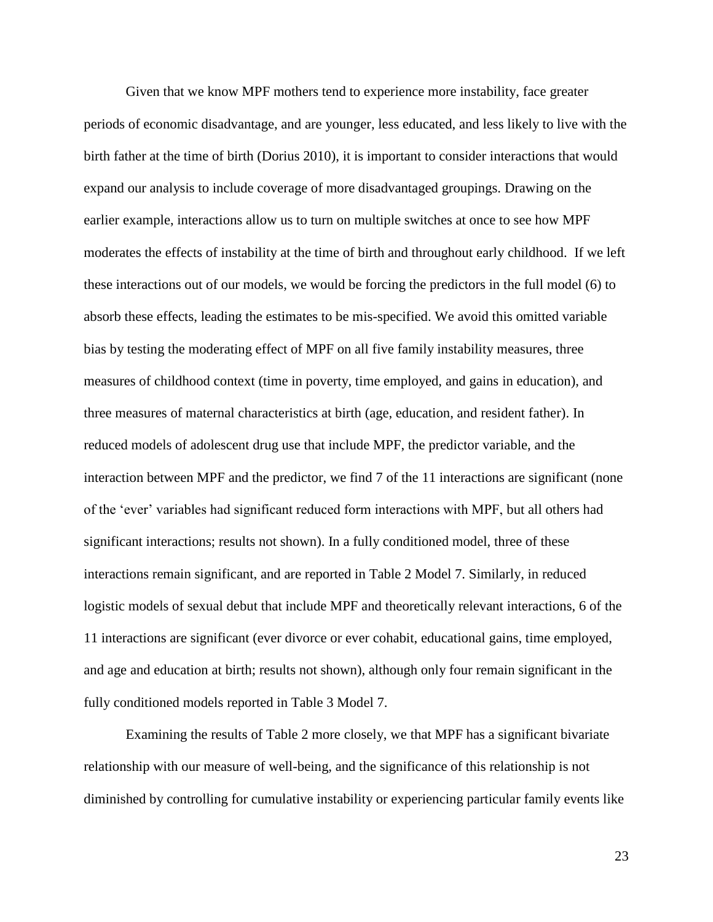Given that we know MPF mothers tend to experience more instability, face greater periods of economic disadvantage, and are younger, less educated, and less likely to live with the birth father at the time of birth (Dorius 2010), it is important to consider interactions that would expand our analysis to include coverage of more disadvantaged groupings. Drawing on the earlier example, interactions allow us to turn on multiple switches at once to see how MPF moderates the effects of instability at the time of birth and throughout early childhood. If we left these interactions out of our models, we would be forcing the predictors in the full model (6) to absorb these effects, leading the estimates to be mis-specified. We avoid this omitted variable bias by testing the moderating effect of MPF on all five family instability measures, three measures of childhood context (time in poverty, time employed, and gains in education), and three measures of maternal characteristics at birth (age, education, and resident father). In reduced models of adolescent drug use that include MPF, the predictor variable, and the interaction between MPF and the predictor, we find 7 of the 11 interactions are significant (none of the 'ever' variables had significant reduced form interactions with MPF, but all others had significant interactions; results not shown). In a fully conditioned model, three of these interactions remain significant, and are reported in Table 2 Model 7. Similarly, in reduced logistic models of sexual debut that include MPF and theoretically relevant interactions, 6 of the 11 interactions are significant (ever divorce or ever cohabit, educational gains, time employed, and age and education at birth; results not shown), although only four remain significant in the fully conditioned models reported in Table 3 Model 7.

Examining the results of Table 2 more closely, we that MPF has a significant bivariate relationship with our measure of well-being, and the significance of this relationship is not diminished by controlling for cumulative instability or experiencing particular family events like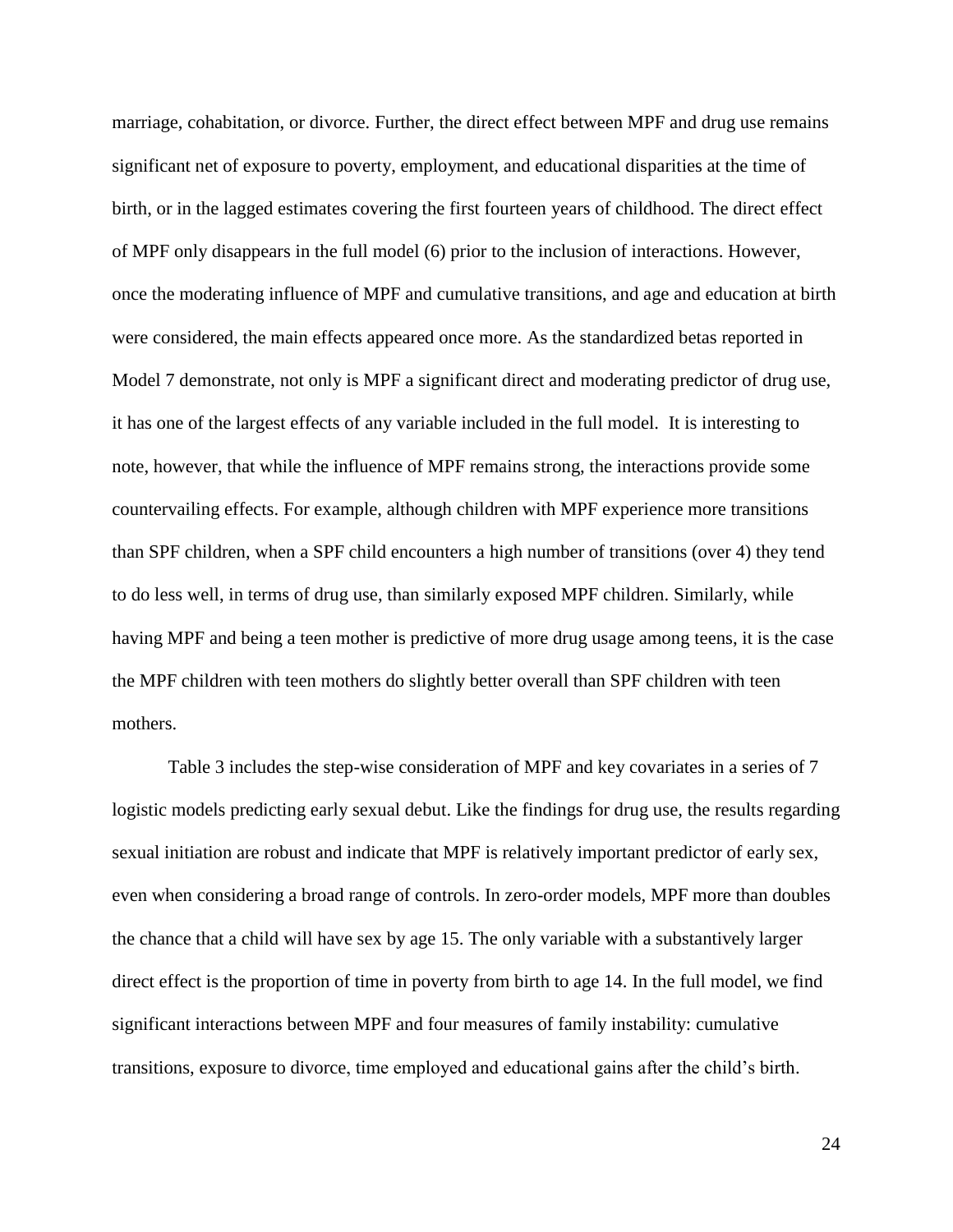marriage, cohabitation, or divorce. Further, the direct effect between MPF and drug use remains significant net of exposure to poverty, employment, and educational disparities at the time of birth, or in the lagged estimates covering the first fourteen years of childhood. The direct effect of MPF only disappears in the full model (6) prior to the inclusion of interactions. However, once the moderating influence of MPF and cumulative transitions, and age and education at birth were considered, the main effects appeared once more. As the standardized betas reported in Model 7 demonstrate, not only is MPF a significant direct and moderating predictor of drug use, it has one of the largest effects of any variable included in the full model. It is interesting to note, however, that while the influence of MPF remains strong, the interactions provide some countervailing effects. For example, although children with MPF experience more transitions than SPF children, when a SPF child encounters a high number of transitions (over 4) they tend to do less well, in terms of drug use, than similarly exposed MPF children. Similarly, while having MPF and being a teen mother is predictive of more drug usage among teens, it is the case the MPF children with teen mothers do slightly better overall than SPF children with teen mothers.

Table 3 includes the step-wise consideration of MPF and key covariates in a series of 7 logistic models predicting early sexual debut. Like the findings for drug use, the results regarding sexual initiation are robust and indicate that MPF is relatively important predictor of early sex, even when considering a broad range of controls. In zero-order models, MPF more than doubles the chance that a child will have sex by age 15. The only variable with a substantively larger direct effect is the proportion of time in poverty from birth to age 14. In the full model, we find significant interactions between MPF and four measures of family instability: cumulative transitions, exposure to divorce, time employed and educational gains after the child's birth.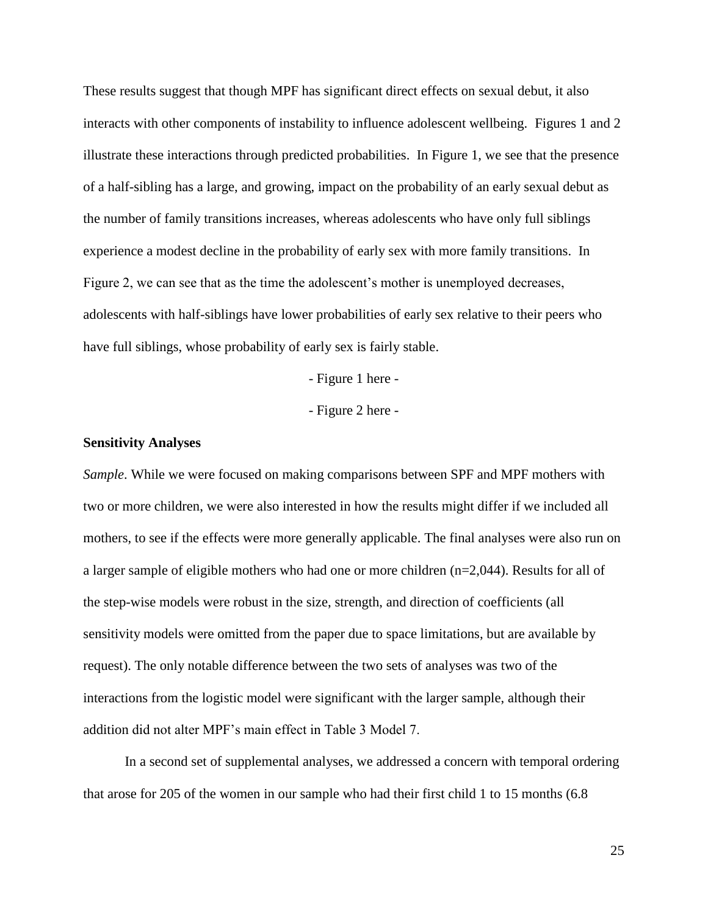These results suggest that though MPF has significant direct effects on sexual debut, it also interacts with other components of instability to influence adolescent wellbeing. Figures 1 and 2 illustrate these interactions through predicted probabilities. In Figure 1, we see that the presence of a half-sibling has a large, and growing, impact on the probability of an early sexual debut as the number of family transitions increases, whereas adolescents who have only full siblings experience a modest decline in the probability of early sex with more family transitions. In Figure 2, we can see that as the time the adolescent's mother is unemployed decreases, adolescents with half-siblings have lower probabilities of early sex relative to their peers who have full siblings, whose probability of early sex is fairly stable.

- Figure 1 here -

- Figure 2 here -

**Sensitivity Analyses**

*Sample*. While we were focused on making comparisons between SPF and MPF mothers with two or more children, we were also interested in how the results might differ if we included all mothers, to see if the effects were more generally applicable. The final analyses were also run on a larger sample of eligible mothers who had one or more children (n=2,044). Results for all of the step-wise models were robust in the size, strength, and direction of coefficients (all sensitivity models were omitted from the paper due to space limitations, but are available by request). The only notable difference between the two sets of analyses was two of the interactions from the logistic model were significant with the larger sample, although their addition did not alter MPF's main effect in Table 3 Model 7.

In a second set of supplemental analyses, we addressed a concern with temporal ordering that arose for 205 of the women in our sample who had their first child 1 to 15 months (6.8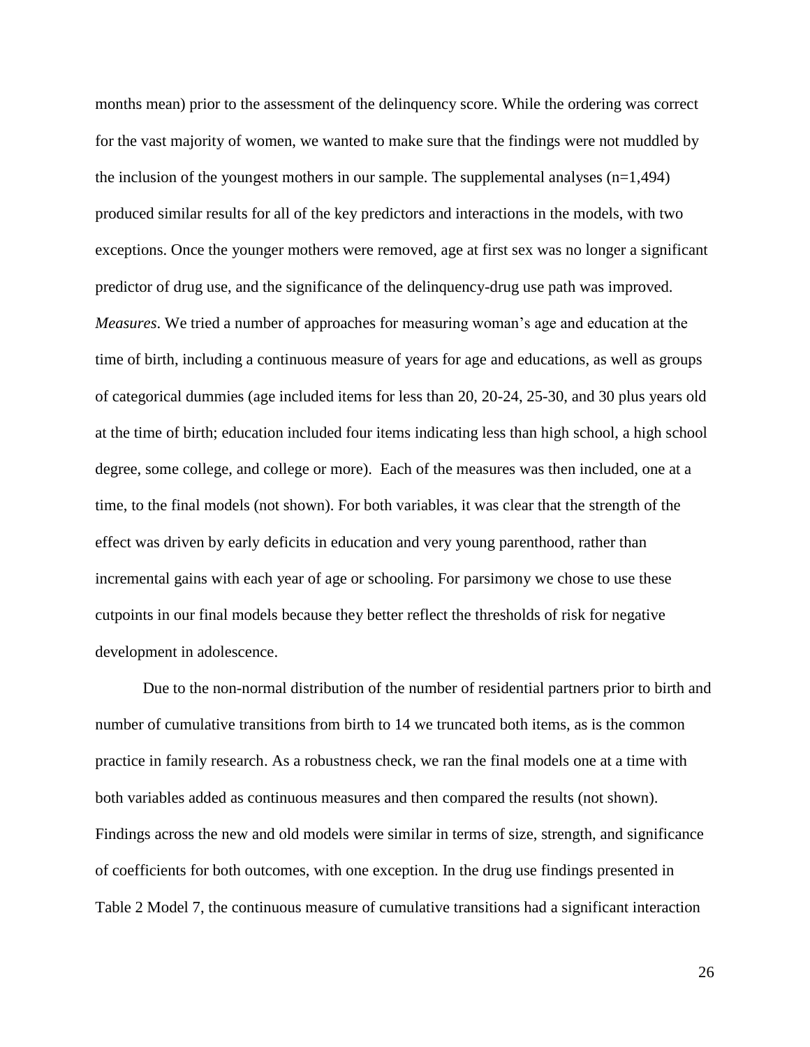months mean) prior to the assessment of the delinquency score. While the ordering was correct for the vast majority of women, we wanted to make sure that the findings were not muddled by the inclusion of the youngest mothers in our sample. The supplemental analyses (n=1,494) produced similar results for all of the key predictors and interactions in the models, with two exceptions. Once the younger mothers were removed, age at first sex was no longer a significant predictor of drug use, and the significance of the delinquency-drug use path was improved.

*Measures*. We tried a number of approaches for measuring woman's age and education at the time of birth, including a continuous measure of years for age and educations, as well as groups of categorical dummies (age included items for less than 20, 20-24, 25-30, and 30 plus years old at the time of birth; education included four items indicating less than high school, a high school degree, some college, and college or more). Each of the measures was then included, one at a time, to the final models (not shown). For both variables, it was clear that the strength of the effect was driven by early deficits in education and very young parenthood, rather than incremental gains with each year of age or schooling. For parsimony we chose to use these cutpoints in our final models because they better reflect the thresholds of risk for negative development in adolescence.

Due to the non-normal distribution of the number of residential partners prior to birth and number of cumulative transitions from birth to 14 we truncated both items, as is the common practice in family research. As a robustness check, we ran the final models one at a time with both variables added as continuous measures and then compared the results (not shown). Findings across the new and old models were similar in terms of size, strength, and significance of coefficients for both outcomes, with one exception. In the drug use findings presented in Table 2 Model 7, the continuous measure of cumulative transitions had a significant interaction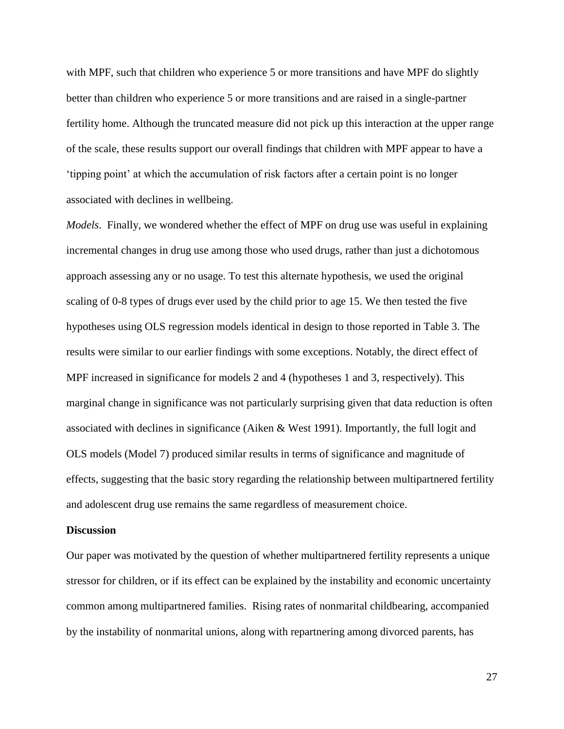with MPF, such that children who experience 5 or more transitions and have MPF do slightly better than children who experience 5 or more transitions and are raised in a single-partner fertility home. Although the truncated measure did not pick up this interaction at the upper range of the scale, these results support our overall findings that children with MPF appear to have a 'tipping point' at which the accumulation of risk factors after a certain point is no longer associated with declines in wellbeing.

*Models*. Finally, we wondered whether the effect of MPF on drug use was useful in explaining incremental changes in drug use among those who used drugs, rather than just a dichotomous approach assessing any or no usage. To test this alternate hypothesis, we used the original scaling of 0-8 types of drugs ever used by the child prior to age 15. We then tested the five hypotheses using OLS regression models identical in design to those reported in Table 3. The results were similar to our earlier findings with some exceptions. Notably, the direct effect of MPF increased in significance for models 2 and 4 (hypotheses 1 and 3, respectively). This marginal change in significance was not particularly surprising given that data reduction is often associated with declines in significance (Aiken & West 1991). Importantly, the full logit and OLS models (Model 7) produced similar results in terms of significance and magnitude of effects, suggesting that the basic story regarding the relationship between multipartnered fertility and adolescent drug use remains the same regardless of measurement choice.

**Discussion**

Our paper was motivated by the question of whether multipartnered fertility represents a unique stressor for children, or if its effect can be explained by the instability and economic uncertainty common among multipartnered families. Rising rates of nonmarital childbearing, accompanied by the instability of nonmarital unions, along with repartnering among divorced parents, has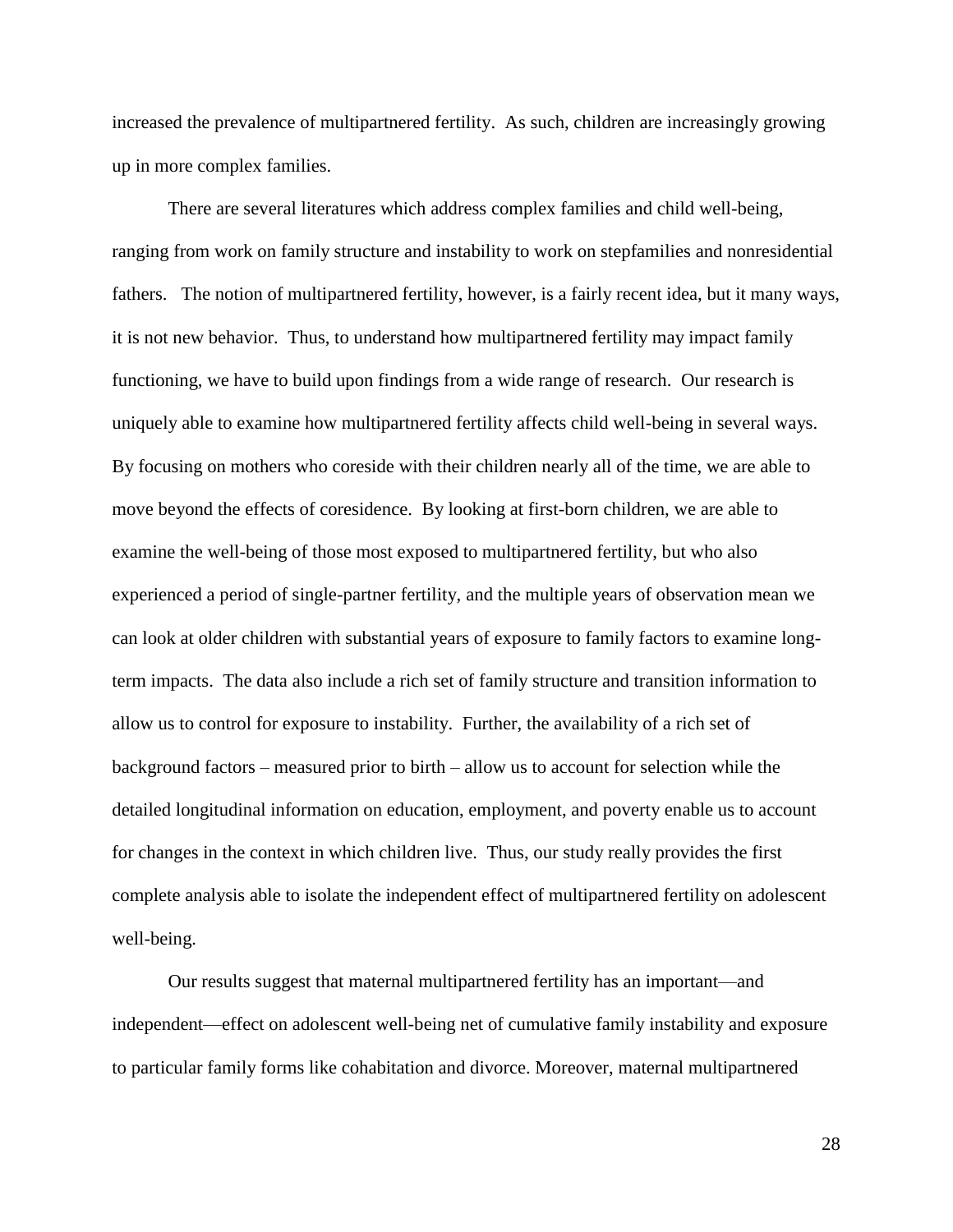increased the prevalence of multipartnered fertility. As such, children are increasingly growing up in more complex families.

There are several literatures which address complex families and child well-being, ranging from work on family structure and instability to work on stepfamilies and nonresidential fathers. The notion of multipartnered fertility, however, is a fairly recent idea, but it many ways, it is not new behavior. Thus, to understand how multipartnered fertility may impact family functioning, we have to build upon findings from a wide range of research. Our research is uniquely able to examine how multipartnered fertility affects child well-being in several ways. By focusing on mothers who coreside with their children nearly all of the time, we are able to move beyond the effects of coresidence. By looking at first-born children, we are able to examine the well-being of those most exposed to multipartnered fertility, but who also experienced a period of single-partner fertility, and the multiple years of observation mean we can look at older children with substantial years of exposure to family factors to examine long-term impacts. The data also include a rich set of family structure and transition information to allow us to control for exposure to instability. Further, the availability of a rich set of background factors – measured prior to birth – allow us to account for selection while the detailed longitudinal information on education, employment, and poverty enable us to account for changes in the context in which children live. Thus, our study really provides the first complete analysis able to isolate the independent effect of multipartnered fertility on adolescent well-being.

Our results suggest that maternal multipartnered fertility has an important—and independent—effect on adolescent well-being net of cumulative family instability and exposure to particular family forms like cohabitation and divorce. Moreover, maternal multipartnered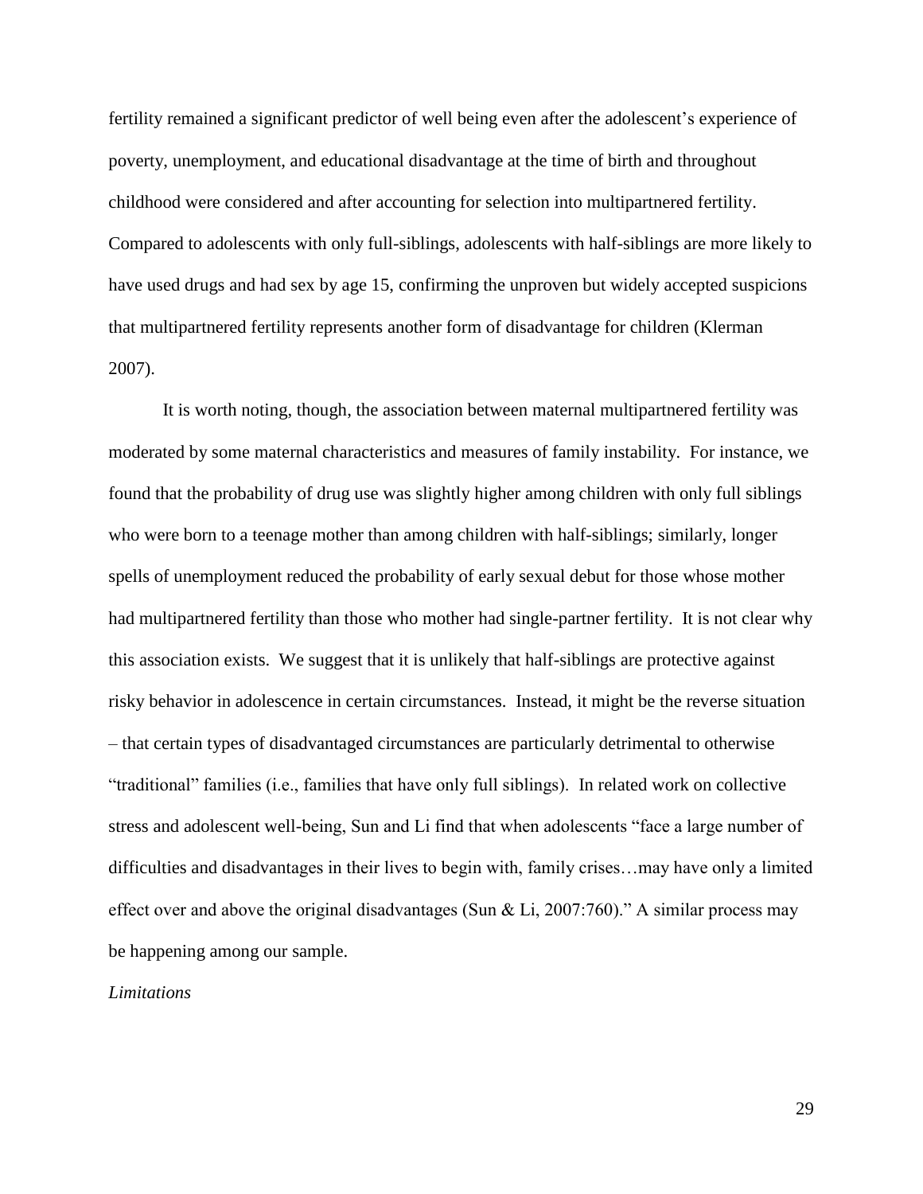fertility remained a significant predictor of well being even after the adolescent's experience of poverty, unemployment, and educational disadvantage at the time of birth and throughout childhood were considered and after accounting for selection into multipartnered fertility. Compared to adolescents with only full-siblings, adolescents with half-siblings are more likely to have used drugs and had sex by age 15, confirming the unproven but widely accepted suspicions that multipartnered fertility represents another form of disadvantage for children (Klerman 2007).

It is worth noting, though, the association between maternal multipartnered fertility was moderated by some maternal characteristics and measures of family instability. For instance, we found that the probability of drug use was slightly higher among children with only full siblings who were born to a teenage mother than among children with half-siblings; similarly, longer spells of unemployment reduced the probability of early sexual debut for those whose mother had multipartnered fertility than those who mother had single-partner fertility. It is not clear why this association exists. We suggest that it is unlikely that half-siblings are protective against risky behavior in adolescence in certain circumstances. Instead, it might be the reverse situation – that certain types of disadvantaged circumstances are particularly detrimental to otherwise "traditional" families (i.e., families that have only full siblings). In related work on collective stress and adolescent well-being, Sun and Li find that when adolescents "face a large number of difficulties and disadvantages in their lives to begin with, family crises…may have only a limited effect over and above the original disadvantages (Sun & Li, 2007:760)." A similar process may be happening among our sample.

*Limitations*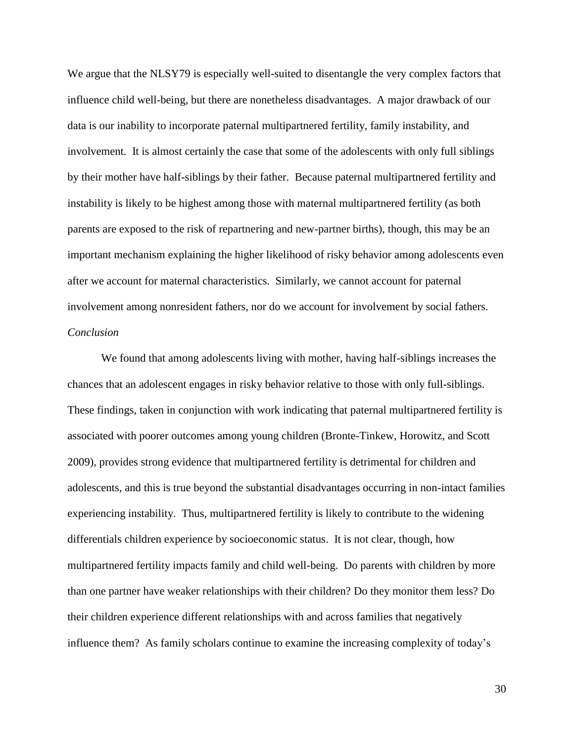We argue that the NLSY79 is especially well-suited to disentangle the very complex factors that influence child well-being, but there are nonetheless disadvantages. A major drawback of our data is our inability to incorporate paternal multipartnered fertility, family instability, and involvement. It is almost certainly the case that some of the adolescents with only full siblings by their mother have half-siblings by their father. Because paternal multipartnered fertility and instability is likely to be highest among those with maternal multipartnered fertility (as both parents are exposed to the risk of repartnering and new-partner births), though, this may be an important mechanism explaining the higher likelihood of risky behavior among adolescents even after we account for maternal characteristics. Similarly, we cannot account for paternal involvement among nonresident fathers, nor do we account for involvement by social fathers.

*Conclusion*

We found that among adolescents living with mother, having half-siblings increases the chances that an adolescent engages in risky behavior relative to those with only full-siblings. These findings, taken in conjunction with work indicating that paternal multipartnered fertility is associated with poorer outcomes among young children (Bronte-Tinkew, Horowitz, and Scott 2009), provides strong evidence that multipartnered fertility is detrimental for children and adolescents, and this is true beyond the substantial disadvantages occurring in non-intact families experiencing instability. Thus, multipartnered fertility is likely to contribute to the widening differentials children experience by socioeconomic status. It is not clear, though, how multipartnered fertility impacts family and child well-being. Do parents with children by more than one partner have weaker relationships with their children? Do they monitor them less? Do their children experience different relationships with and across families that negatively influence them? As family scholars continue to examine the increasing complexity of today's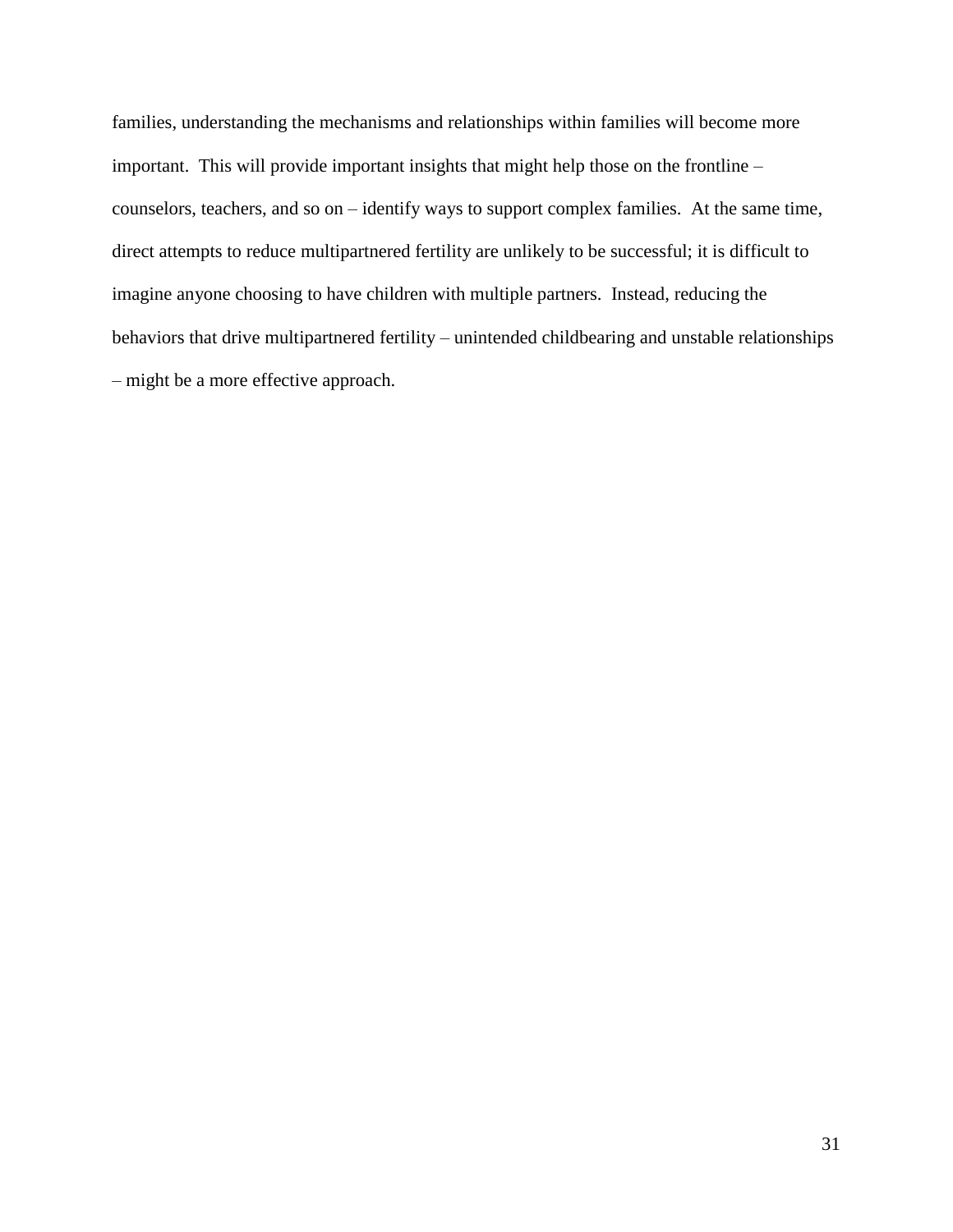families, understanding the mechanisms and relationships within families will become more important. This will provide important insights that might help those on the frontline – counselors, teachers, and so on – identify ways to support complex families. At the same time, direct attempts to reduce multipartnered fertility are unlikely to be successful; it is difficult to imagine anyone choosing to have children with multiple partners. Instead, reducing the behaviors that drive multipartnered fertility – unintended childbearing and unstable relationships – might be a more effective approach.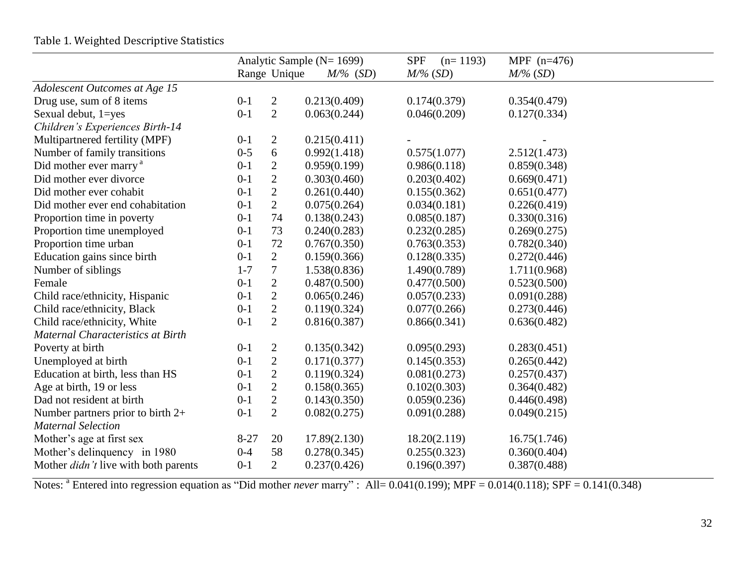Table 1. Weighted Descriptive Statistics

| | Analytic Sample (N= 1699) | | | SPF (n= 1193) | MPF (n=476) |
|---|---|---|---|---|---|
| | Range | Unique | *M*/% (*SD*) | *M*/% (*SD*) | *M*/% (*SD*) |
| *Adolescent Outcomes at Age 15* | | | | | |
| Drug use, sum of 8 items | 0-1 | 2 | 0.213(0.409) | 0.174(0.379) | 0.354(0.479) |
| Sexual debut, 1=yes | 0-1 | 2 | 0.063(0.244) | 0.046(0.209) | 0.127(0.334) |
| *Children's Experiences Birth-14* | | | | | |
| Multipartnered fertility (MPF) | 0-1 | 2 | 0.215(0.411) | - | - |
| Number of family transitions | 0-5 | 6 | 0.992(1.418) | 0.575(1.077) | 2.512(1.473) |
| Did mother ever marry [a] | 0-1 | 2 | 0.959(0.199) | 0.986(0.118) | 0.859(0.348) |
| Did mother ever divorce | 0-1 | 2 | 0.303(0.460) | 0.203(0.402) | 0.669(0.471) |
| Did mother ever cohabit | 0-1 | 2 | 0.261(0.440) | 0.155(0.362) | 0.651(0.477) |
| Did mother ever end cohabitation | 0-1 | 2 | 0.075(0.264) | 0.034(0.181) | 0.226(0.419) |
| Proportion time in poverty | 0-1 | 74 | 0.138(0.243) | 0.085(0.187) | 0.330(0.316) |
| Proportion time unemployed | 0-1 | 73 | 0.240(0.283) | 0.232(0.285) | 0.269(0.275) |
| Proportion time urban | 0-1 | 72 | 0.767(0.350) | 0.763(0.353) | 0.782(0.340) |
| Education gains since birth | 0-1 | 2 | 0.159(0.366) | 0.128(0.335) | 0.272(0.446) |
| Number of siblings | 1-7 | 7 | 1.538(0.836) | 1.490(0.789) | 1.711(0.968) |
| Female | 0-1 | 2 | 0.487(0.500) | 0.477(0.500) | 0.523(0.500) |
| Child race/ethnicity, Hispanic | 0-1 | 2 | 0.065(0.246) | 0.057(0.233) | 0.091(0.288) |
| Child race/ethnicity, Black | 0-1 | 2 | 0.119(0.324) | 0.077(0.266) | 0.273(0.446) |
| Child race/ethnicity, White | 0-1 | 2 | 0.816(0.387) | 0.866(0.341) | 0.636(0.482) |
| *Maternal Characteristics at Birth* | | | | | |
| Poverty at birth | 0-1 | 2 | 0.135(0.342) | 0.095(0.293) | 0.283(0.451) |
| Unemployed at birth | 0-1 | 2 | 0.171(0.377) | 0.145(0.353) | 0.265(0.442) |
| Education at birth, less than HS | 0-1 | 2 | 0.119(0.324) | 0.081(0.273) | 0.257(0.437) |
| Age at birth, 19 or less | 0-1 | 2 | 0.158(0.365) | 0.102(0.303) | 0.364(0.482) |
| Dad not resident at birth | 0-1 | 2 | 0.143(0.350) | 0.059(0.236) | 0.446(0.498) |
| Number partners prior to birth 2+ | 0-1 | 2 | 0.082(0.275) | 0.091(0.288) | 0.049(0.215) |
| *Maternal Selection* | | | | | |
| Mother's age at first sex | 8-27 | 20 | 17.89(2.130) | 18.20(2.119) | 16.75(1.746) |
| Mother's delinquency in 1980 | 0-4 | 58 | 0.278(0.345) | 0.255(0.323) | 0.360(0.404) |
| Mother *didn't* live with both parents | 0-1 | 2 | 0.237(0.426) | 0.196(0.397) | 0.387(0.488) |

Notes: [a] Entered into regression equation as "Did mother *never* marry" : All= 0.041(0.199); MPF = 0.014(0.118); SPF = 0.141(0.348)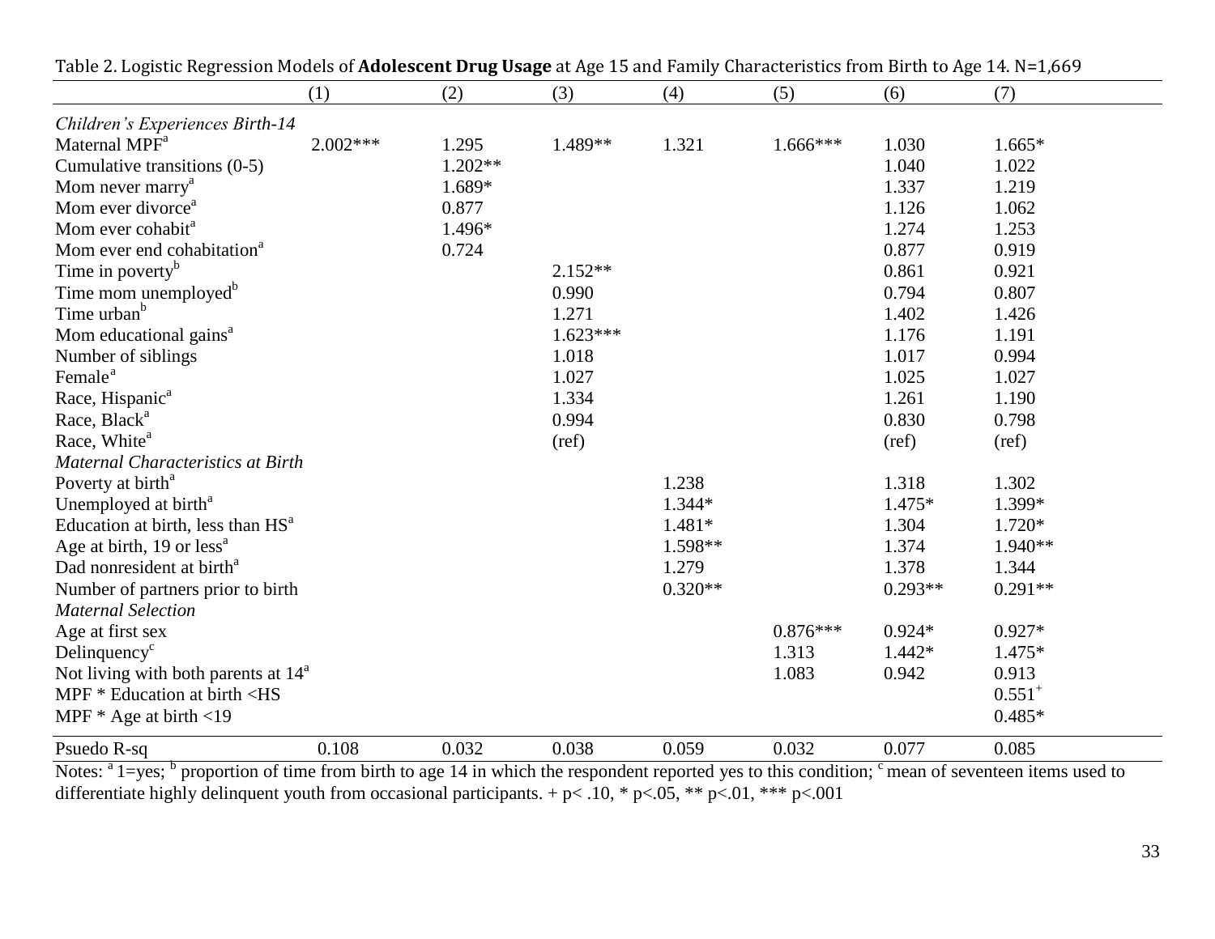Table 2. Logistic Regression Models of **Adolescent Drug Usage** at Age 15 and Family Characteristics from Birth to Age 14. N=1,669

| | (1) | (2) | (3) | (4) | (5) | (6) | (7) |
|---|---|---|---|---|---|---|---|
| *Children's Experiences Birth-14* | | | | | | | |
| Maternal MPF[a] | 2.002*** | 1.295 | 1.489** | 1.321 | 1.666*** | 1.030 | 1.665* |
| Cumulative transitions (0-5) | | 1.202** | | | | 1.040 | 1.022 |
| Mom never marry[a] | | 1.689* | | | | 1.337 | 1.219 |
| Mom ever divorce[a] | | 0.877 | | | | 1.126 | 1.062 |
| Mom ever cohabit[a] | | 1.496* | | | | 1.274 | 1.253 |
| Mom ever end cohabitation[a] | | 0.724 | | | | 0.877 | 0.919 |
| Time in poverty[b] | | | 2.152** | | | 0.861 | 0.921 |
| Time mom unemployed[b] | | | 0.990 | | | 0.794 | 0.807 |
| Time urban[b] | | | 1.271 | | | 1.402 | 1.426 |
| Mom educational gains[a] | | | 1.623*** | | | 1.176 | 1.191 |
| Number of siblings | | | 1.018 | | | 1.017 | 0.994 |
| Female[a] | | | 1.027 | | | 1.025 | 1.027 |
| Race, Hispanic[a] | | | 1.334 | | | 1.261 | 1.190 |
| Race, Black[a] | | | 0.994 | | | 0.830 | 0.798 |
| Race, White[a] | | | (ref) | | | (ref) | (ref) |
| *Maternal Characteristics at Birth* | | | | | | | |
| Poverty at birth[a] | | | | 1.238 | | 1.318 | 1.302 |
| Unemployed at birth[a] | | | | 1.344* | | 1.475* | 1.399* |
| Education at birth, less than HS[a] | | | | 1.481* | | 1.304 | 1.720* |
| Age at birth, 19 or less[a] | | | | 1.598** | | 1.374 | 1.940** |
| Dad nonresident at birth[a] | | | | 1.279 | | 1.378 | 1.344 |
| Number of partners prior to birth | | | | 0.320** | | 0.293** | 0.291** |
| *Maternal Selection* | | | | | | | |
| Age at first sex | | | | | 0.876*** | 0.924* | 0.927* |
| Delinquency[c] | | | | | 1.313 | 1.442* | 1.475* |
| Not living with both parents at 14[a] | | | | | 1.083 | 0.942 | 0.913 |
| MPF * Education at birth <HS | | | | | | | 0.551[+] |
| MPF * Age at birth <19 | | | | | | | 0.485* |
| Psuedo R-sq | 0.108 | 0.032 | 0.038 | 0.059 | 0.032 | 0.077 | 0.085 |

Notes: [a] 1=yes; [b] proportion of time from birth to age 14 in which the respondent reported yes to this condition; [c] mean of seventeen items used to differentiate highly delinquent youth from occasional participants. + p< .10, * p<.05, ** p<.01, *** p<.001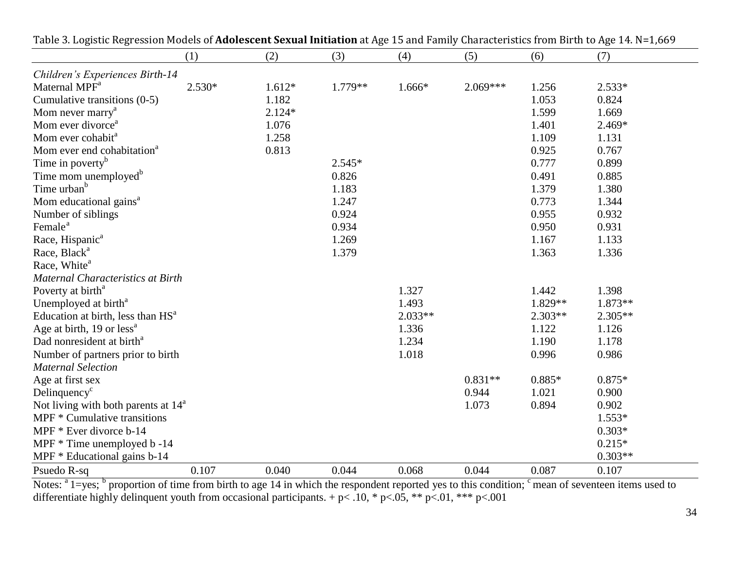Table 3. Logistic Regression Models of **Adolescent Sexual Initiation** at Age 15 and Family Characteristics from Birth to Age 14. N=1,669

| | (1) | (2) | (3) | (4) | (5) | (6) | (7) |
|---|---|---|---|---|---|---|---|
| *Children's Experiences Birth-14* | | | | | | | |
| Maternal MPF[a] | 2.530* | 1.612* | 1.779** | 1.666* | 2.069*** | 1.256 | 2.533* |
| Cumulative transitions (0-5) | | 1.182 | | | | 1.053 | 0.824 |
| Mom never marry[a] | | 2.124* | | | | 1.599 | 1.669 |
| Mom ever divorce[a] | | 1.076 | | | | 1.401 | 2.469* |
| Mom ever cohabit[a] | | 1.258 | | | | 1.109 | 1.131 |
| Mom ever end cohabitation[a] | | 0.813 | | | | 0.925 | 0.767 |
| Time in poverty[b] | | | 2.545* | | | 0.777 | 0.899 |
| Time mom unemployed[b] | | | 0.826 | | | 0.491 | 0.885 |
| Time urban[b] | | | 1.183 | | | 1.379 | 1.380 |
| Mom educational gains[a] | | | 1.247 | | | 0.773 | 1.344 |
| Number of siblings | | | 0.924 | | | 0.955 | 0.932 |
| Female[a] | | | 0.934 | | | 0.950 | 0.931 |
| Race, Hispanic[a] | | | 1.269 | | | 1.167 | 1.133 |
| Race, Black[a] | | | 1.379 | | | 1.363 | 1.336 |
| Race, White[a] | | | | | | | |
| *Maternal Characteristics at Birth* | | | | | | | |
| Poverty at birth[a] | | | | 1.327 | | 1.442 | 1.398 |
| Unemployed at birth[a] | | | | 1.493 | | 1.829** | 1.873** |
| Education at birth, less than HS[a] | | | | 2.033** | | 2.303** | 2.305** |
| Age at birth, 19 or less[a] | | | | 1.336 | | 1.122 | 1.126 |
| Dad nonresident at birth[a] | | | | 1.234 | | 1.190 | 1.178 |
| Number of partners prior to birth | | | | 1.018 | | 0.996 | 0.986 |
| *Maternal Selection* | | | | | | | |
| Age at first sex | | | | | 0.831** | 0.885* | 0.875* |
| Delinquency[c] | | | | | 0.944 | 1.021 | 0.900 |
| Not living with both parents at 14[a] | | | | | 1.073 | 0.894 | 0.902 |
| MPF * Cumulative transitions | | | | | | | 1.553* |
| MPF * Ever divorce b-14 | | | | | | | 0.303* |
| MPF * Time unemployed b -14 | | | | | | | 0.215* |
| MPF * Educational gains b-14 | | | | | | | 0.303** |
| Psuedo R-sq | 0.107 | 0.040 | 0.044 | 0.068 | 0.044 | 0.087 | 0.107 |

Notes: [a] 1=yes; [b] proportion of time from birth to age 14 in which the respondent reported yes to this condition; [c] mean of seventeen items used to differentiate highly delinquent youth from occasional participants. + $p < .10$, * $p < .05$, ** $p < .01$, *** $p < .001$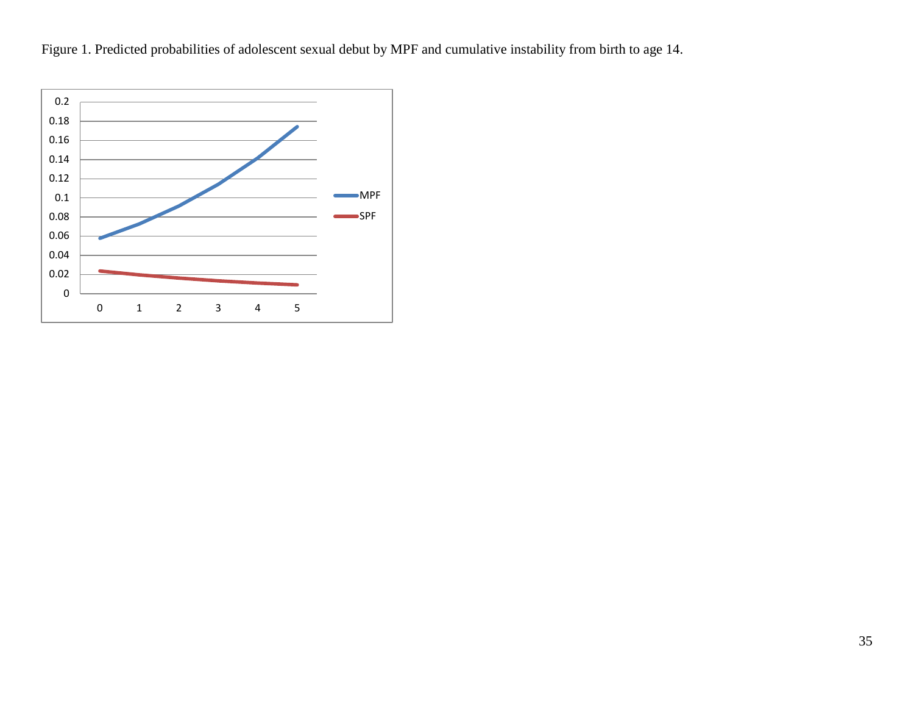Figure 1. Predicted probabilities of adolescent sexual debut by MPF and cumulative instability from birth to age 14.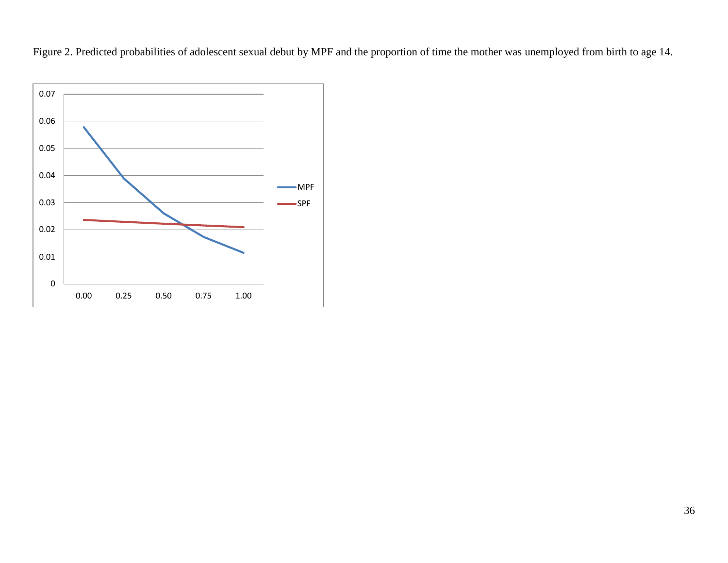Figure 2. Predicted probabilities of adolescent sexual debut by MPF and the proportion of time the mother was unemployed from birth to age 14.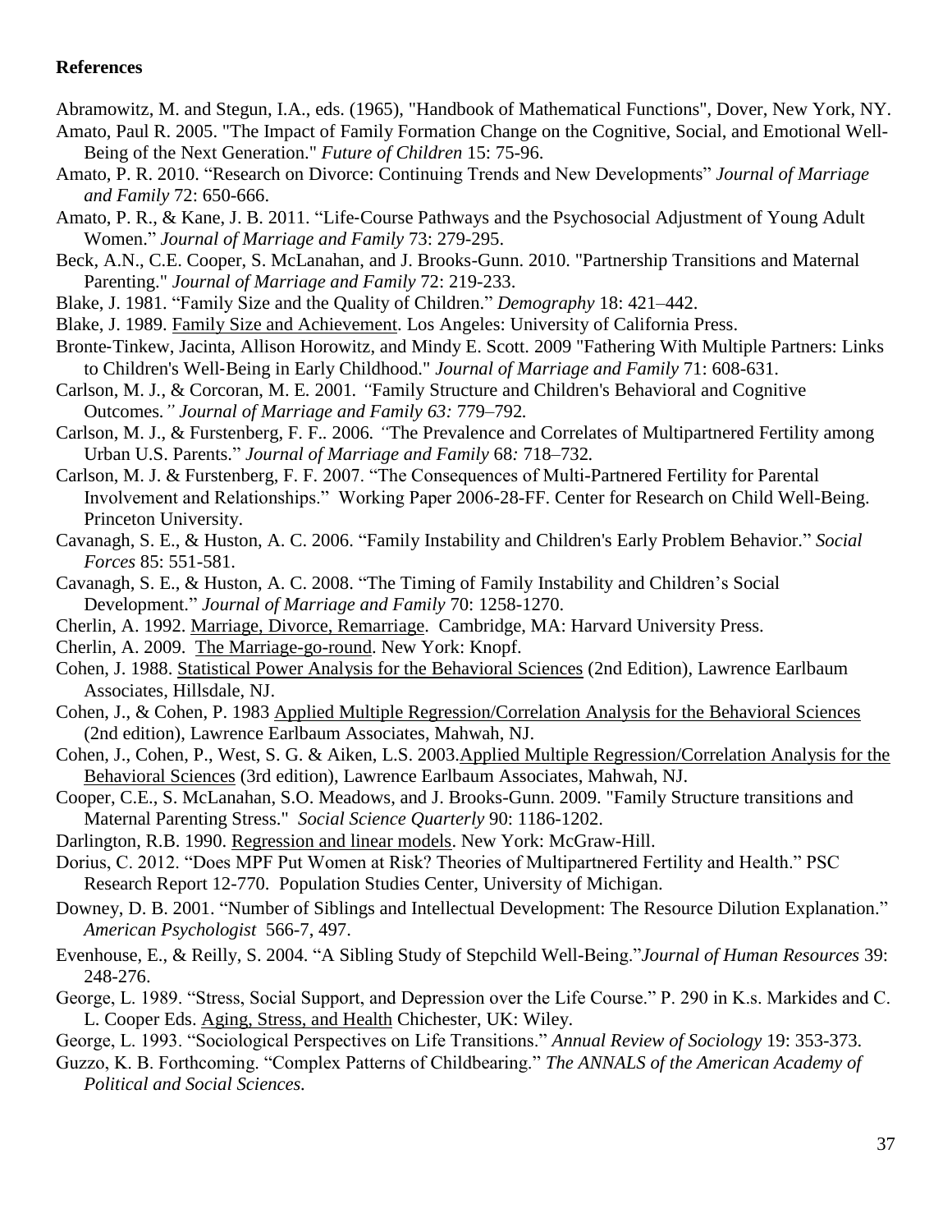**References**

Abramowitz, M. and Stegun, I.A., eds. (1965), "Handbook of Mathematical Functions", Dover, New York, NY.

Amato, Paul R. 2005. "The Impact of Family Formation Change on the Cognitive, Social, and Emotional Well-Being of the Next Generation." *Future of Children* 15: 75-96.

Amato, P. R. 2010. "Research on Divorce: Continuing Trends and New Developments" *Journal of Marriage and Family* 72: 650-666.

Amato, P. R., & Kane, J. B. 2011. "Life-Course Pathways and the Psychosocial Adjustment of Young Adult Women." *Journal of Marriage and Family* 73: 279-295.

Beck, A.N., C.E. Cooper, S. McLanahan, and J. Brooks-Gunn. 2010. "Partnership Transitions and Maternal Parenting." *Journal of Marriage and Family* 72: 219-233.

Blake, J. 1981. "Family Size and the Quality of Children." *Demography* 18: 421–442.

Blake, J. 1989. Family Size and Achievement. Los Angeles: University of California Press.

Bronte-Tinkew, Jacinta, Allison Horowitz, and Mindy E. Scott. 2009 "Fathering With Multiple Partners: Links to Children's Well-Being in Early Childhood." *Journal of Marriage and Family* 71: 608-631.

Carlson, M. J., & Corcoran, M. E. 2001*. "*Family Structure and Children's Behavioral and Cognitive Outcomes*." Journal of Marriage and Family 63:* 779–792*.*

Carlson, M. J., & Furstenberg, F. F.. 2006*. "*The Prevalence and Correlates of Multipartnered Fertility among Urban U.S. Parents." *Journal of Marriage and Family* 68*:* 718–732*.*

Carlson, M. J. & Furstenberg, F. F. 2007. "The Consequences of Multi-Partnered Fertility for Parental Involvement and Relationships." Working Paper 2006-28-FF. Center for Research on Child Well-Being. Princeton University.

Cavanagh, S. E., & Huston, A. C. 2006. "Family Instability and Children's Early Problem Behavior." *Social Forces* 85: 551-581.

Cavanagh, S. E., & Huston, A. C. 2008. "The Timing of Family Instability and Children's Social Development." *Journal of Marriage and Family* 70: 1258-1270.

Cherlin, A. 1992. Marriage, Divorce, Remarriage. Cambridge, MA: Harvard University Press.

Cherlin, A. 2009. The Marriage-go-round. New York: Knopf.

Cohen, J. 1988. Statistical Power Analysis for the Behavioral Sciences (2nd Edition), Lawrence Earlbaum Associates, Hillsdale, NJ.

Cohen, J., & Cohen, P. 1983 Applied Multiple Regression/Correlation Analysis for the Behavioral Sciences (2nd edition), Lawrence Earlbaum Associates, Mahwah, NJ.

Cohen, J., Cohen, P., West, S. G. & Aiken, L.S. 2003.Applied Multiple Regression/Correlation Analysis for the Behavioral Sciences (3rd edition), Lawrence Earlbaum Associates, Mahwah, NJ.

Cooper, C.E., S. McLanahan, S.O. Meadows, and J. Brooks-Gunn. 2009. "Family Structure transitions and Maternal Parenting Stress." *Social Science Quarterly* 90: 1186-1202.

Darlington, R.B. 1990. Regression and linear models. New York: McGraw-Hill.

Dorius, C. 2012. "Does MPF Put Women at Risk? Theories of Multipartnered Fertility and Health." PSC Research Report 12-770. Population Studies Center, University of Michigan.

Downey, D. B. 2001. "Number of Siblings and Intellectual Development: The Resource Dilution Explanation." *American Psychologist* 566-7, 497.

Evenhouse, E., & Reilly, S. 2004. "A Sibling Study of Stepchild Well-Being."*Journal of Human Resources* 39: 248-276.

George, L. 1989. "Stress, Social Support, and Depression over the Life Course." P. 290 in K.s. Markides and C. L. Cooper Eds. Aging, Stress, and Health Chichester, UK: Wiley.

George, L. 1993. "Sociological Perspectives on Life Transitions." *Annual Review of Sociology* 19: 353-373.

Guzzo, K. B. Forthcoming. "Complex Patterns of Childbearing." *The ANNALS of the American Academy of Political and Social Sciences.*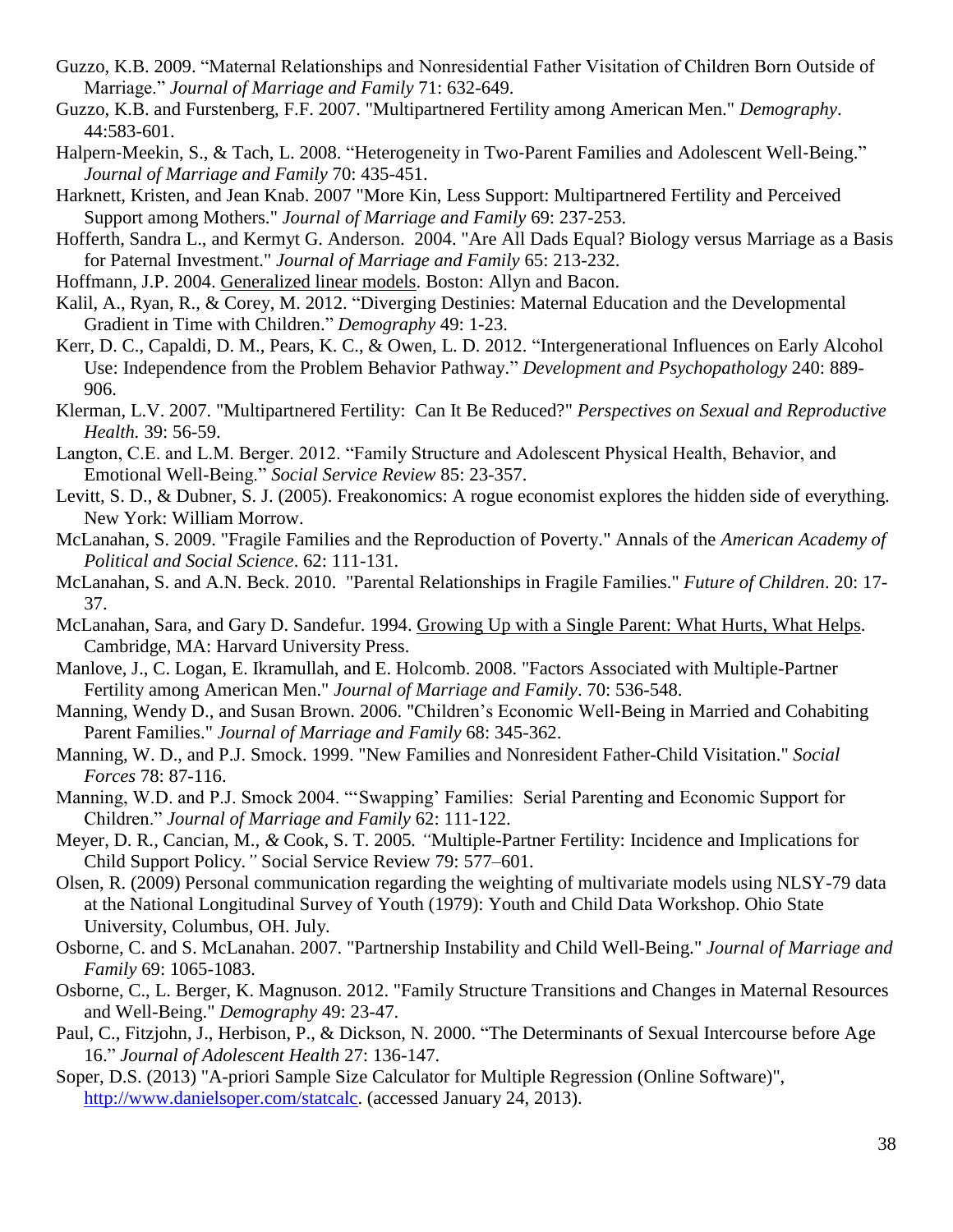Guzzo, K.B. 2009. "Maternal Relationships and Nonresidential Father Visitation of Children Born Outside of Marriage." *Journal of Marriage and Family* 71: 632-649.

Guzzo, K.B. and Furstenberg, F.F. 2007. "Multipartnered Fertility among American Men." *Demography*. 44:583-601.

Halpern-Meekin, S., & Tach, L. 2008. "Heterogeneity in Two-Parent Families and Adolescent Well-Being." *Journal of Marriage and Family* 70: 435-451.

Harknett, Kristen, and Jean Knab. 2007 "More Kin, Less Support: Multipartnered Fertility and Perceived Support among Mothers." *Journal of Marriage and Family* 69: 237-253.

Hofferth, Sandra L., and Kermyt G. Anderson. 2004. "Are All Dads Equal? Biology versus Marriage as a Basis for Paternal Investment." *Journal of Marriage and Family* 65: 213-232.

Hoffmann, J.P. 2004. Generalized linear models. Boston: Allyn and Bacon.

Kalil, A., Ryan, R., & Corey, M. 2012. "Diverging Destinies: Maternal Education and the Developmental Gradient in Time with Children." *Demography* 49: 1-23.

Kerr, D. C., Capaldi, D. M., Pears, K. C., & Owen, L. D. 2012. "Intergenerational Influences on Early Alcohol Use: Independence from the Problem Behavior Pathway." *Development and Psychopathology* 240: 889-906.

Klerman, L.V. 2007. "Multipartnered Fertility: Can It Be Reduced?" *Perspectives on Sexual and Reproductive Health.* 39: 56-59.

Langton, C.E. and L.M. Berger. 2012. "Family Structure and Adolescent Physical Health, Behavior, and Emotional Well-Being." *Social Service Review* 85: 23-357.

Levitt, S. D., & Dubner, S. J. (2005). Freakonomics: A rogue economist explores the hidden side of everything. New York: William Morrow.

McLanahan, S. 2009. "Fragile Families and the Reproduction of Poverty." Annals of the *American Academy of Political and Social Science*. 62: 111-131.

McLanahan, S. and A.N. Beck. 2010. "Parental Relationships in Fragile Families." *Future of Children*. 20: 17-37.

McLanahan, Sara, and Gary D. Sandefur. 1994. Growing Up with a Single Parent: What Hurts, What Helps. Cambridge, MA: Harvard University Press.

Manlove, J., C. Logan, E. Ikramullah, and E. Holcomb. 2008. "Factors Associated with Multiple-Partner Fertility among American Men." *Journal of Marriage and Family*. 70: 536-548.

Manning, Wendy D., and Susan Brown. 2006. "Children's Economic Well-Being in Married and Cohabiting Parent Families." *Journal of Marriage and Family* 68: 345-362.

Manning, W. D., and P.J. Smock. 1999. "New Families and Nonresident Father-Child Visitation." *Social Forces* 78: 87-116.

Manning, W.D. and P.J. Smock 2004. "'Swapping' Families: Serial Parenting and Economic Support for Children." *Journal of Marriage and Family* 62: 111-122.

Meyer, D. R.*,* Cancian, M.*, &* Cook, S. T. 2005*. "*Multiple-Partner Fertility: Incidence and Implications for Child Support Policy*."* Social Service Review 79: 577–601.

Olsen, R. (2009) Personal communication regarding the weighting of multivariate models using NLSY-79 data at the National Longitudinal Survey of Youth (1979): Youth and Child Data Workshop. Ohio State University, Columbus, OH. July.

Osborne, C. and S. McLanahan. 2007. "Partnership Instability and Child Well-Being." *Journal of Marriage and Family* 69: 1065-1083.

Osborne, C., L. Berger, K. Magnuson. 2012. "Family Structure Transitions and Changes in Maternal Resources and Well-Being." *Demography* 49: 23-47.

Paul, C., Fitzjohn, J., Herbison, P., & Dickson, N. 2000. "The Determinants of Sexual Intercourse before Age 16." *Journal of Adolescent Health* 27: 136-147.

Soper, D.S. (2013) "A-priori Sample Size Calculator for Multiple Regression (Online Software)", http://www.danielsoper.com/statcalc. (accessed January 24, 2013).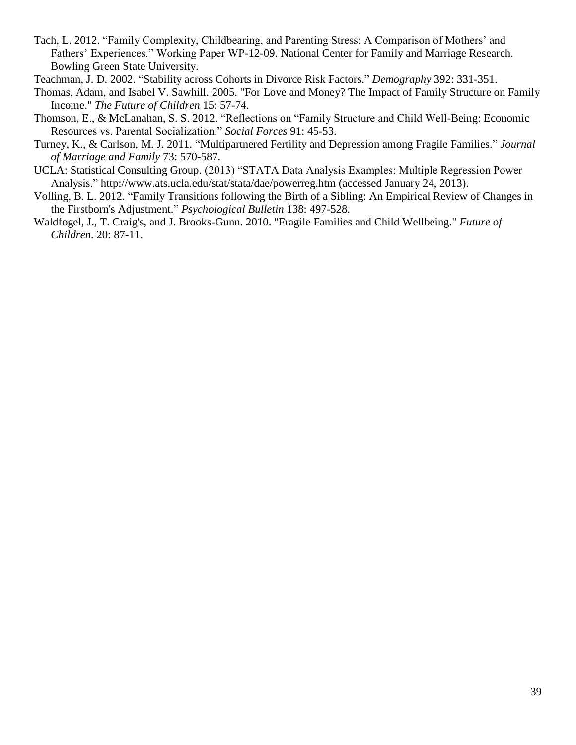Tach, L. 2012. "Family Complexity, Childbearing, and Parenting Stress: A Comparison of Mothers' and Fathers' Experiences." Working Paper WP-12-09. National Center for Family and Marriage Research. Bowling Green State University.

Teachman, J. D. 2002. "Stability across Cohorts in Divorce Risk Factors." *Demography* 392: 331-351.

Thomas, Adam, and Isabel V. Sawhill. 2005. "For Love and Money? The Impact of Family Structure on Family Income." *The Future of Children* 15: 57-74.

Thomson, E., & McLanahan, S. S. 2012. "Reflections on "Family Structure and Child Well-Being: Economic Resources vs. Parental Socialization." *Social Forces* 91: 45-53.

Turney, K., & Carlson, M. J. 2011. "Multipartnered Fertility and Depression among Fragile Families." *Journal of Marriage and Family* 73: 570-587.

UCLA: Statistical Consulting Group. (2013) "STATA Data Analysis Examples: Multiple Regression Power Analysis." http://www.ats.ucla.edu/stat/stata/dae/powerreg.htm (accessed January 24, 2013).

Volling, B. L. 2012. "Family Transitions following the Birth of a Sibling: An Empirical Review of Changes in the Firstborn's Adjustment." *Psychological Bulletin* 138: 497-528.

Waldfogel, J., T. Craig's, and J. Brooks-Gunn. 2010. "Fragile Families and Child Wellbeing." *Future of Children*. 20: 87-11.